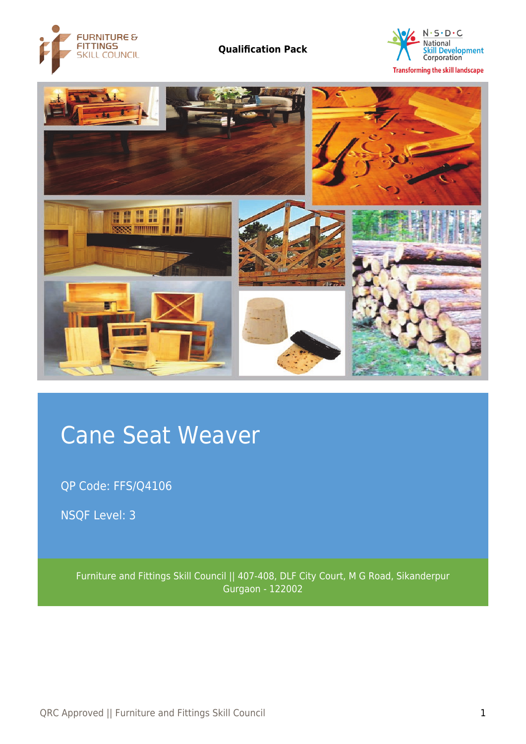Qualification Pack

# Cane Seat Weaver

QP Code: FFS/Q4106

NSQF Level: 3

Furniture and Fittings Skill Council || 407-408, DLF City Court, M G Road, Sikanderpur Gurgaon - 122002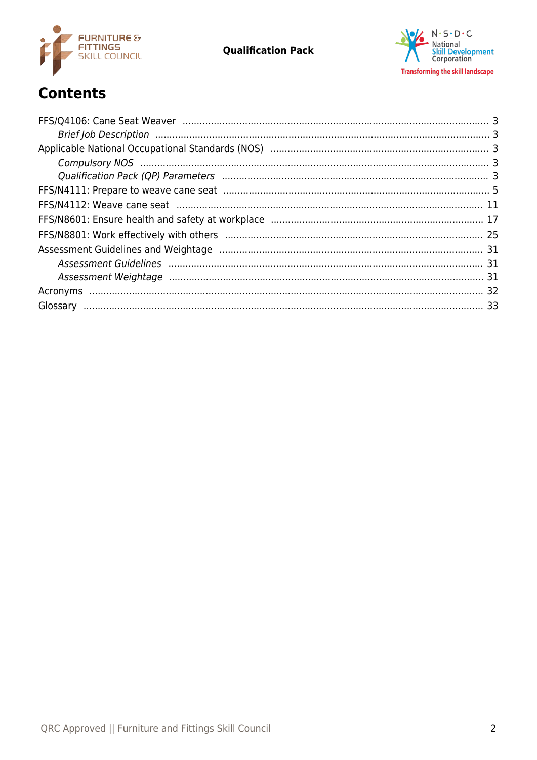# Contents

FFS/Q4106: Cane Seat Weaver ........ 3

*Brief Job Description* ........ 3

Applicable National Occupational Standards (NOS) ........ 3

*Compulsory NOS* ........ 3

*Qualification Pack (QP) Parameters* ........ 3

FFS/N4111: Prepare to weave cane seat ........ 5

FFS/N4112: Weave cane seat ........ 11

FFS/N8601: Ensure health and safety at workplace ........ 17

FFS/N8801: Work effectively with others ........ 25

Assessment Guidelines and Weightage ........ 31

*Assessment Guidelines* ........ 31

*Assessment Weightage* ........ 31

Acronyms ........ 32

Glossary ........ 33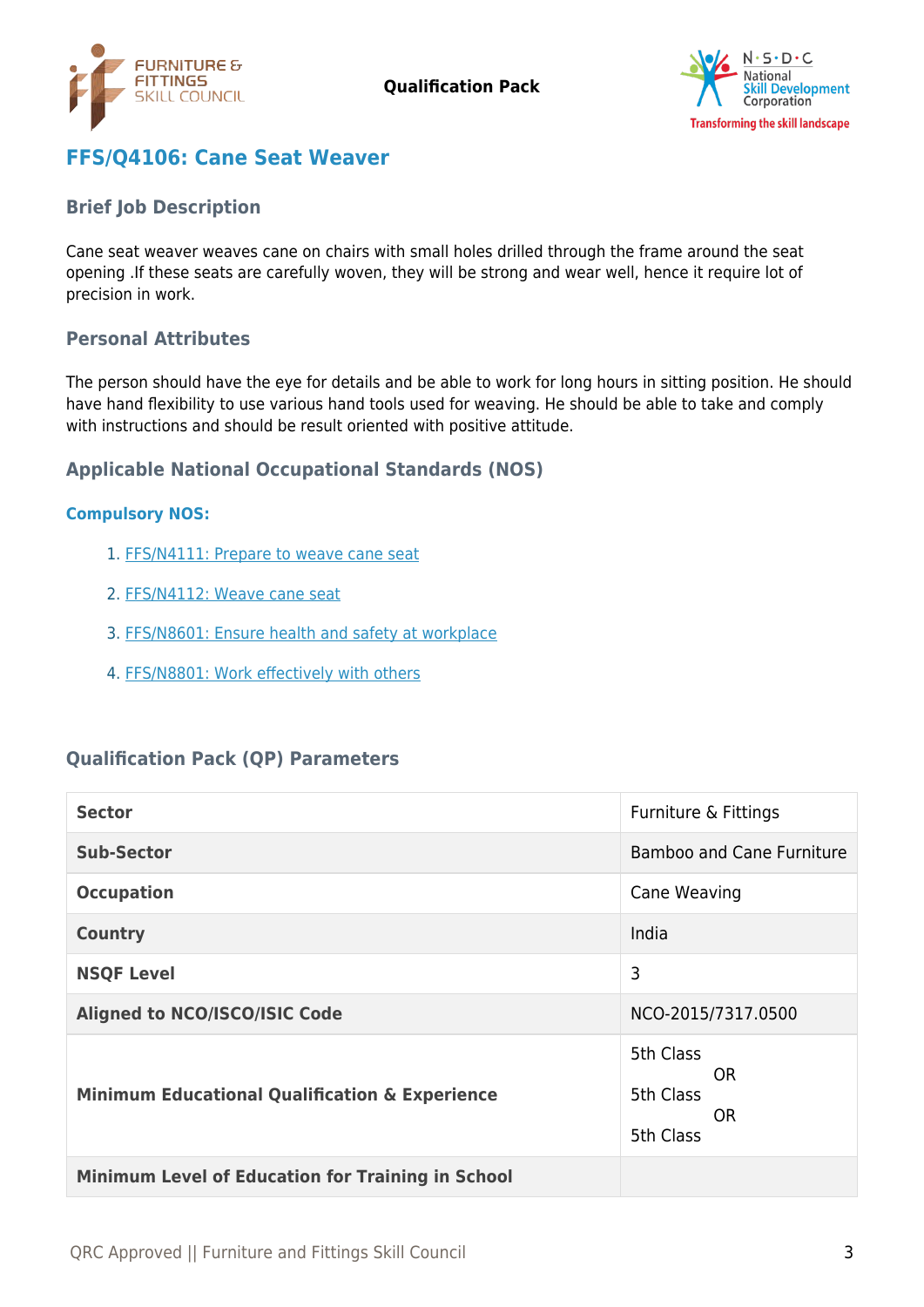# FFS/Q4106: Cane Seat Weaver

## Brief Job Description

Cane seat weaver weaves cane on chairs with small holes drilled through the frame around the seat opening .If these seats are carefully woven, they will be strong and wear well, hence it require lot of precision in work.

## Personal Attributes

The person should have the eye for details and be able to work for long hours in sitting position. He should have hand flexibility to use various hand tools used for weaving. He should be able to take and comply with instructions and should be result oriented with positive attitude.

## Applicable National Occupational Standards (NOS)

### Compulsory NOS:

1. FFS/N4111: Prepare to weave cane seat
2. FFS/N4112: Weave cane seat
3. FFS/N8601: Ensure health and safety at workplace
4. FFS/N8801: Work effectively with others

## Qualification Pack (QP) Parameters

| | |
|---|---|
| **Sector** | Furniture & Fittings |
| **Sub-Sector** | Bamboo and Cane Furniture |
| **Occupation** | Cane Weaving |
| **Country** | India |
| **NSQF Level** | 3 |
| **Aligned to NCO/ISCO/ISIC Code** | NCO-2015/7317.0500 |
| **Minimum Educational Qualification & Experience** | 5th Class<br>OR<br>5th Class<br>OR<br>5th Class |
| **Minimum Level of Education for Training in School** | |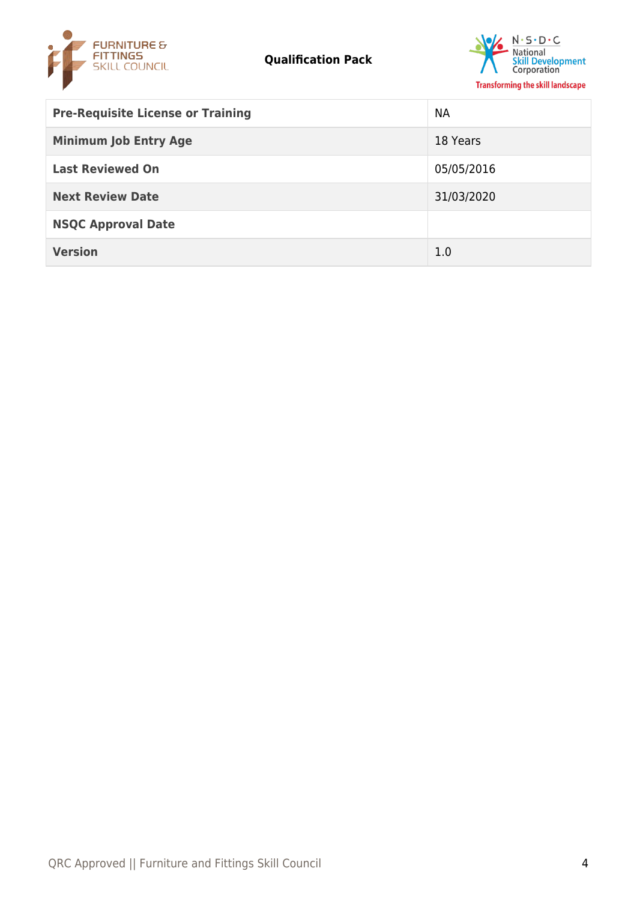| Pre-Requisite License or Training | NA |
|---|---|
| Minimum Job Entry Age | 18 Years |
| Last Reviewed On | 05/05/2016 |
| Next Review Date | 31/03/2020 |
| NSQC Approval Date | |
| Version | 1.0 |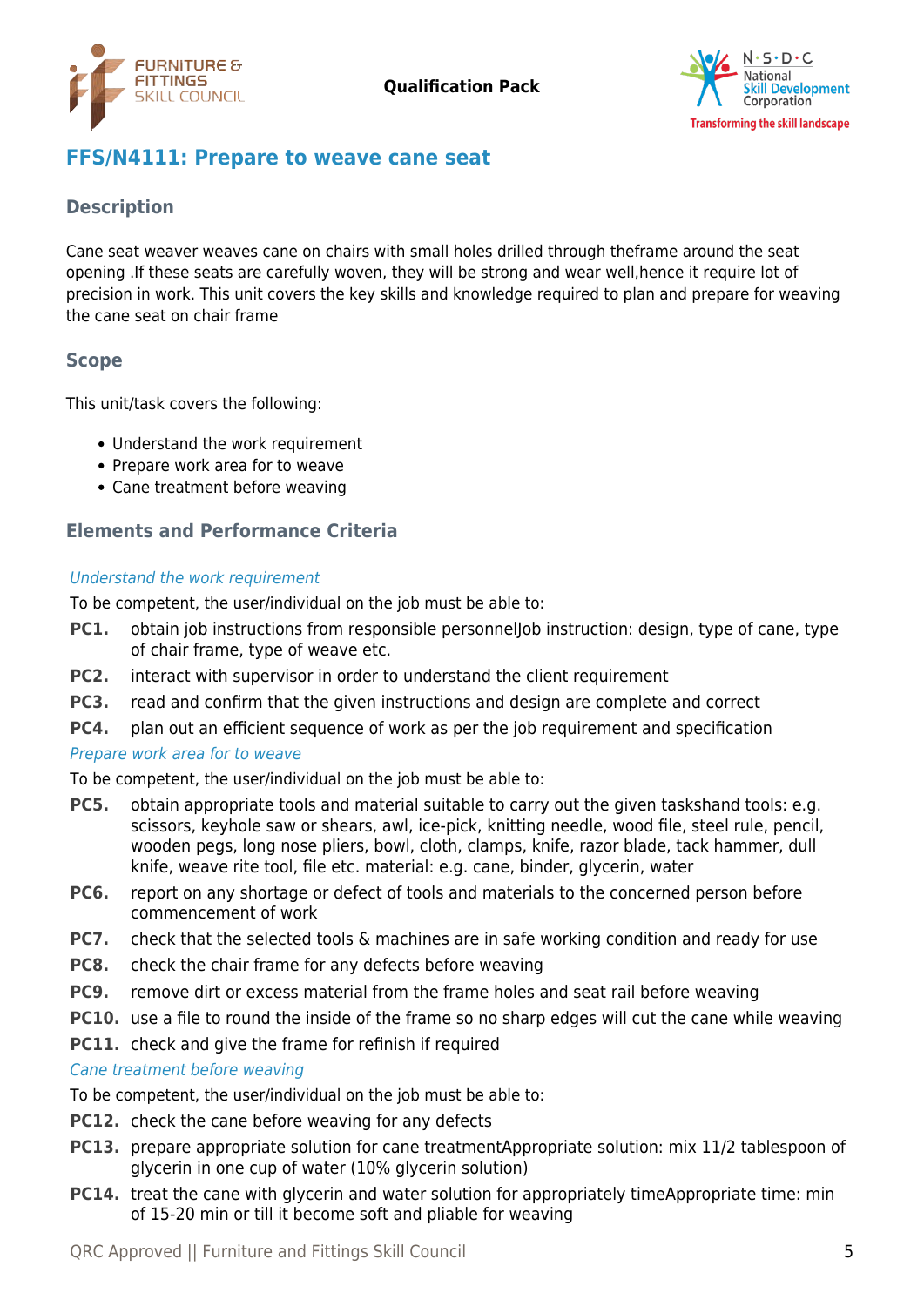## FFS/N4111: Prepare to weave cane seat

### Description

Cane seat weaver weaves cane on chairs with small holes drilled through theframe around the seat opening .If these seats are carefully woven, they will be strong and wear well,hence it require lot of precision in work. This unit covers the key skills and knowledge required to plan and prepare for weaving the cane seat on chair frame

### Scope

This unit/task covers the following:

- Understand the work requirement
- Prepare work area for to weave
- Cane treatment before weaving

### Elements and Performance Criteria

*Understand the work requirement*

To be competent, the user/individual on the job must be able to:

**PC1.** obtain job instructions from responsible personnelJob instruction: design, type of cane, type of chair frame, type of weave etc.

**PC2.** interact with supervisor in order to understand the client requirement

**PC3.** read and confirm that the given instructions and design are complete and correct

**PC4.** plan out an efficient sequence of work as per the job requirement and specification

*Prepare work area for to weave*

To be competent, the user/individual on the job must be able to:

**PC5.** obtain appropriate tools and material suitable to carry out the given taskshand tools: e.g. scissors, keyhole saw or shears, awl, ice-pick, knitting needle, wood file, steel rule, pencil, wooden pegs, long nose pliers, bowl, cloth, clamps, knife, razor blade, tack hammer, dull knife, weave rite tool, file etc. material: e.g. cane, binder, glycerin, water

**PC6.** report on any shortage or defect of tools and materials to the concerned person before commencement of work

**PC7.** check that the selected tools & machines are in safe working condition and ready for use

**PC8.** check the chair frame for any defects before weaving

**PC9.** remove dirt or excess material from the frame holes and seat rail before weaving

**PC10.** use a file to round the inside of the frame so no sharp edges will cut the cane while weaving

**PC11.** check and give the frame for refinish if required

*Cane treatment before weaving*

To be competent, the user/individual on the job must be able to:

**PC12.** check the cane before weaving for any defects

**PC13.** prepare appropriate solution for cane treatmentAppropriate solution: mix 11/2 tablespoon of glycerin in one cup of water (10% glycerin solution)

**PC14.** treat the cane with glycerin and water solution for appropriately timeAppropriate time: min of 15-20 min or till it become soft and pliable for weaving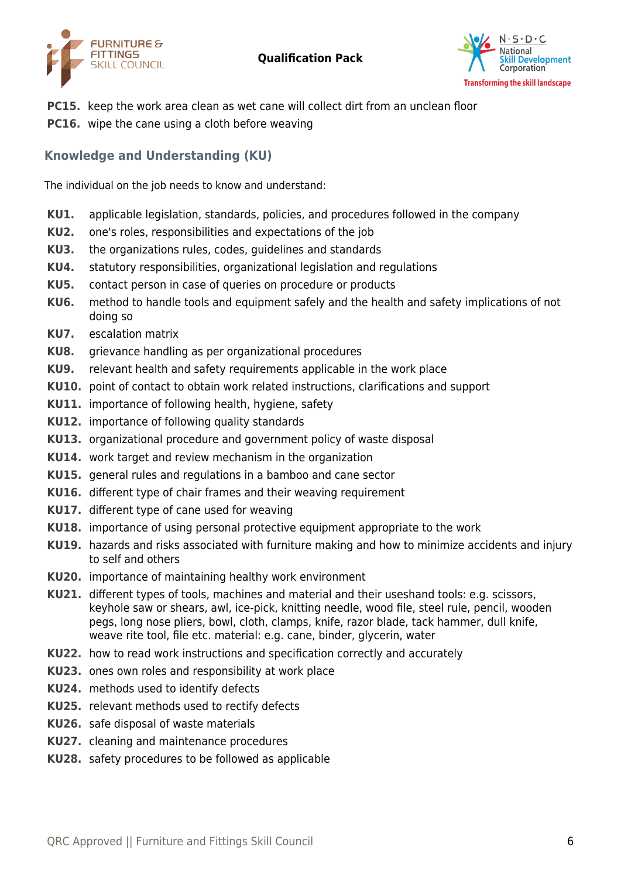**PC15.** keep the work area clean as wet cane will collect dirt from an unclean floor

**PC16.** wipe the cane using a cloth before weaving

## Knowledge and Understanding (KU)

The individual on the job needs to know and understand:

**KU1.** applicable legislation, standards, policies, and procedures followed in the company

**KU2.** one's roles, responsibilities and expectations of the job

**KU3.** the organizations rules, codes, guidelines and standards

**KU4.** statutory responsibilities, organizational legislation and regulations

**KU5.** contact person in case of queries on procedure or products

**KU6.** method to handle tools and equipment safely and the health and safety implications of not doing so

**KU7.** escalation matrix

**KU8.** grievance handling as per organizational procedures

**KU9.** relevant health and safety requirements applicable in the work place

**KU10.** point of contact to obtain work related instructions, clarifications and support

**KU11.** importance of following health, hygiene, safety

**KU12.** importance of following quality standards

**KU13.** organizational procedure and government policy of waste disposal

**KU14.** work target and review mechanism in the organization

**KU15.** general rules and regulations in a bamboo and cane sector

**KU16.** different type of chair frames and their weaving requirement

**KU17.** different type of cane used for weaving

**KU18.** importance of using personal protective equipment appropriate to the work

**KU19.** hazards and risks associated with furniture making and how to minimize accidents and injury to self and others

**KU20.** importance of maintaining healthy work environment

**KU21.** different types of tools, machines and material and their useshand tools: e.g. scissors, keyhole saw or shears, awl, ice-pick, knitting needle, wood file, steel rule, pencil, wooden pegs, long nose pliers, bowl, cloth, clamps, knife, razor blade, tack hammer, dull knife, weave rite tool, file etc. material: e.g. cane, binder, glycerin, water

**KU22.** how to read work instructions and specification correctly and accurately

**KU23.** ones own roles and responsibility at work place

**KU24.** methods used to identify defects

**KU25.** relevant methods used to rectify defects

**KU26.** safe disposal of waste materials

**KU27.** cleaning and maintenance procedures

**KU28.** safety procedures to be followed as applicable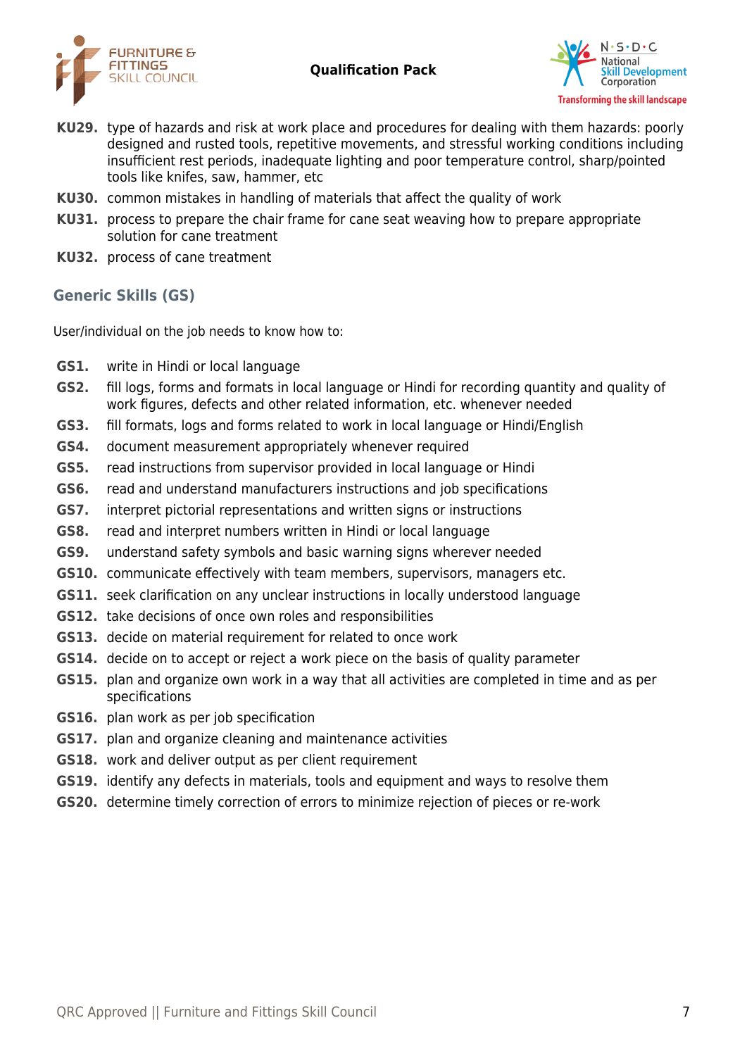**KU29.** type of hazards and risk at work place and procedures for dealing with them hazards: poorly designed and rusted tools, repetitive movements, and stressful working conditions including insufficient rest periods, inadequate lighting and poor temperature control, sharp/pointed tools like knifes, saw, hammer, etc

**KU30.** common mistakes in handling of materials that affect the quality of work

**KU31.** process to prepare the chair frame for cane seat weaving how to prepare appropriate solution for cane treatment

**KU32.** process of cane treatment

## Generic Skills (GS)

User/individual on the job needs to know how to:

**GS1.** write in Hindi or local language

**GS2.** fill logs, forms and formats in local language or Hindi for recording quantity and quality of work figures, defects and other related information, etc. whenever needed

**GS3.** fill formats, logs and forms related to work in local language or Hindi/English

**GS4.** document measurement appropriately whenever required

**GS5.** read instructions from supervisor provided in local language or Hindi

**GS6.** read and understand manufacturers instructions and job specifications

**GS7.** interpret pictorial representations and written signs or instructions

**GS8.** read and interpret numbers written in Hindi or local language

**GS9.** understand safety symbols and basic warning signs wherever needed

**GS10.** communicate effectively with team members, supervisors, managers etc.

**GS11.** seek clarification on any unclear instructions in locally understood language

**GS12.** take decisions of once own roles and responsibilities

**GS13.** decide on material requirement for related to once work

**GS14.** decide on to accept or reject a work piece on the basis of quality parameter

**GS15.** plan and organize own work in a way that all activities are completed in time and as per specifications

**GS16.** plan work as per job specification

**GS17.** plan and organize cleaning and maintenance activities

**GS18.** work and deliver output as per client requirement

**GS19.** identify any defects in materials, tools and equipment and ways to resolve them

**GS20.** determine timely correction of errors to minimize rejection of pieces or re-work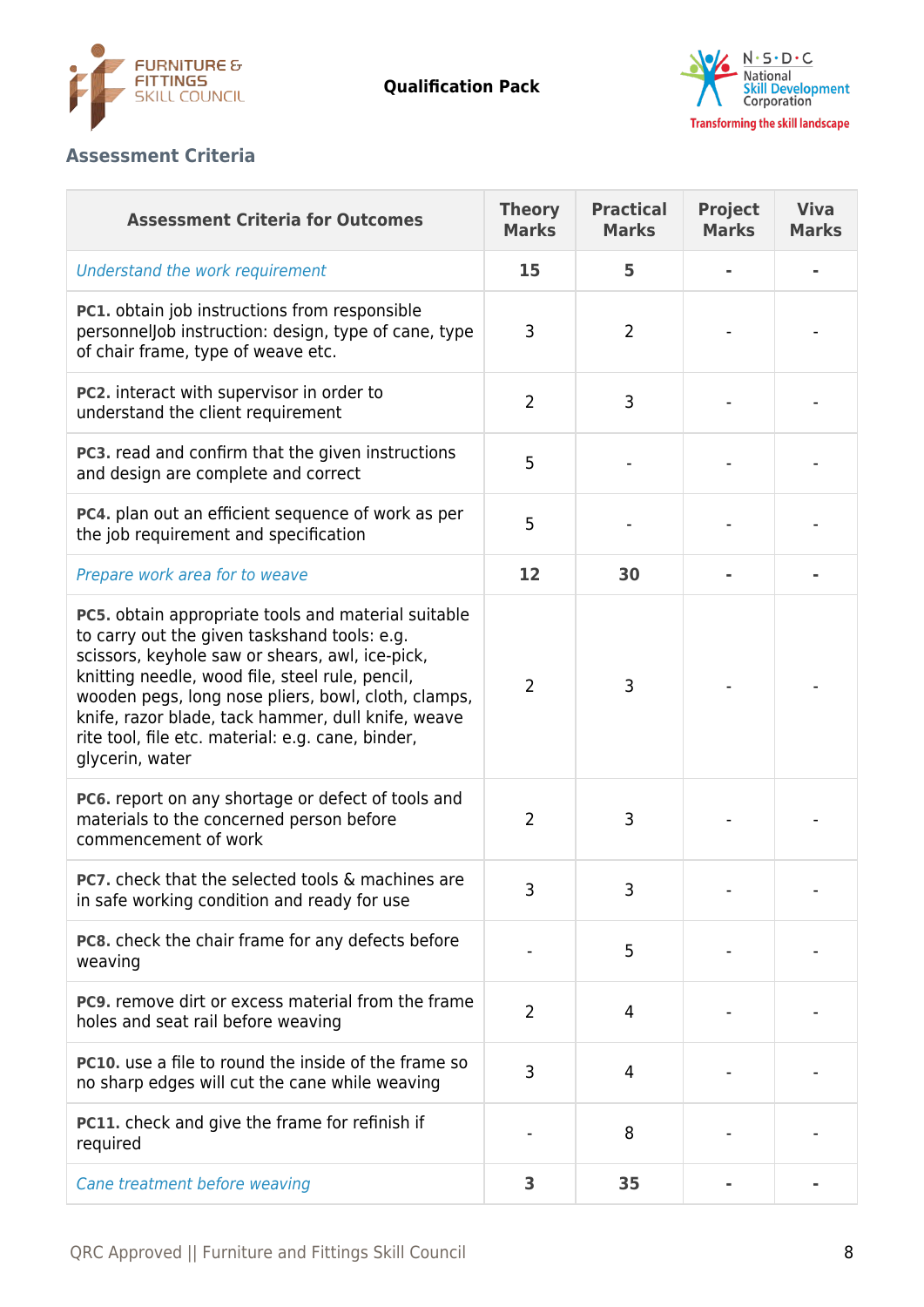## Assessment Criteria

| Assessment Criteria for Outcomes | Theory Marks | Practical Marks | Project Marks | Viva Marks |
|---|---|---|---|---|
| *Understand the work requirement* | **15** | **5** | **-** | **-** |
| **PC1.** obtain job instructions from responsible personnelJob instruction: design, type of cane, type of chair frame, type of weave etc. | 3 | 2 | - | - |
| **PC2.** interact with supervisor in order to understand the client requirement | 2 | 3 | - | - |
| **PC3.** read and confirm that the given instructions and design are complete and correct | 5 | - | - | - |
| **PC4.** plan out an efficient sequence of work as per the job requirement and specification | 5 | - | - | - |
| *Prepare work area for to weave* | **12** | **30** | **-** | **-** |
| **PC5.** obtain appropriate tools and material suitable to carry out the given taskshand tools: e.g. scissors, keyhole saw or shears, awl, ice-pick, knitting needle, wood file, steel rule, pencil, wooden pegs, long nose pliers, bowl, cloth, clamps, knife, razor blade, tack hammer, dull knife, weave rite tool, file etc. material: e.g. cane, binder, glycerin, water | 2 | 3 | - | - |
| **PC6.** report on any shortage or defect of tools and materials to the concerned person before commencement of work | 2 | 3 | - | - |
| **PC7.** check that the selected tools & machines are in safe working condition and ready for use | 3 | 3 | - | - |
| **PC8.** check the chair frame for any defects before weaving | - | 5 | - | - |
| **PC9.** remove dirt or excess material from the frame holes and seat rail before weaving | 2 | 4 | - | - |
| **PC10.** use a file to round the inside of the frame so no sharp edges will cut the cane while weaving | 3 | 4 | - | - |
| **PC11.** check and give the frame for refinish if required | - | 8 | - | - |
| *Cane treatment before weaving* | **3** | **35** | **-** | **-** |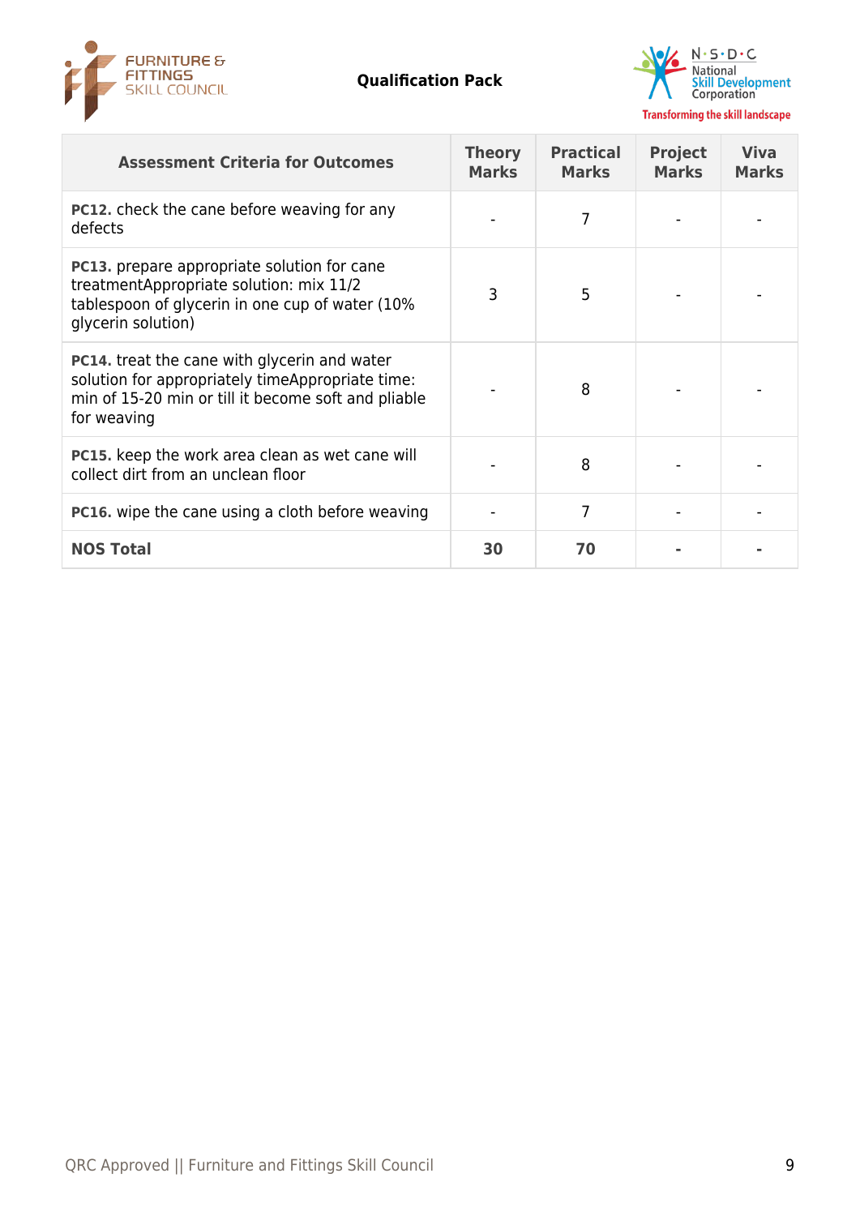| Assessment Criteria for Outcomes | Theory Marks | Practical Marks | Project Marks | Viva Marks |
|---|---|---|---|---|
| **PC12.** check the cane before weaving for any defects | - | 7 | - | - |
| **PC13.** prepare appropriate solution for cane treatmentAppropriate solution: mix 11/2 tablespoon of glycerin in one cup of water (10% glycerin solution) | 3 | 5 | - | - |
| **PC14.** treat the cane with glycerin and water solution for appropriately timeAppropriate time: min of 15-20 min or till it become soft and pliable for weaving | - | 8 | - | - |
| **PC15.** keep the work area clean as wet cane will collect dirt from an unclean floor | - | 8 | - | - |
| **PC16.** wipe the cane using a cloth before weaving | - | 7 | - | - |
| **NOS Total** | **30** | **70** | **-** | **-** |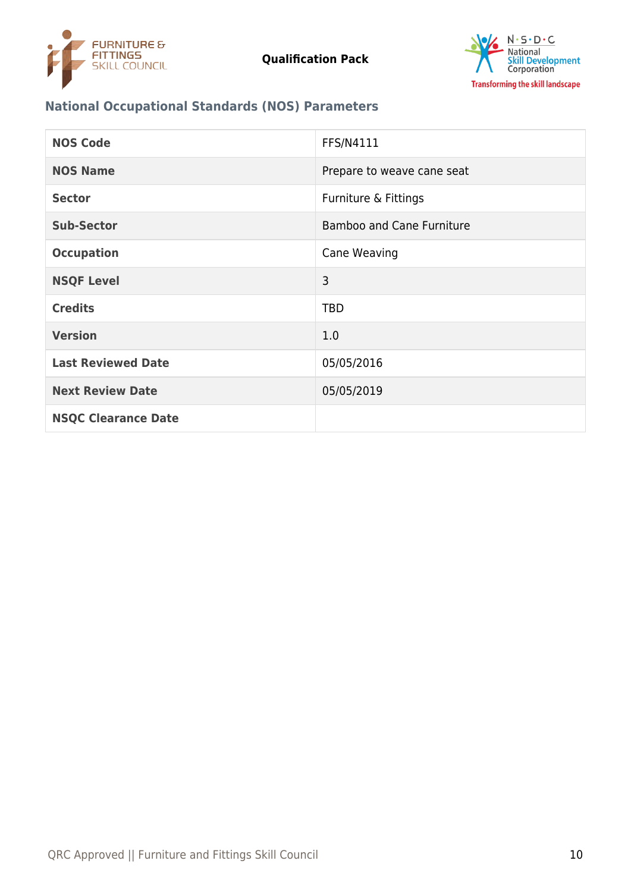## National Occupational Standards (NOS) Parameters

| | |
|---|---|
| **NOS Code** | FFS/N4111 |
| **NOS Name** | Prepare to weave cane seat |
| **Sector** | Furniture & Fittings |
| **Sub-Sector** | Bamboo and Cane Furniture |
| **Occupation** | Cane Weaving |
| **NSQF Level** | 3 |
| **Credits** | TBD |
| **Version** | 1.0 |
| **Last Reviewed Date** | 05/05/2016 |
| **Next Review Date** | 05/05/2019 |
| **NSQC Clearance Date** | |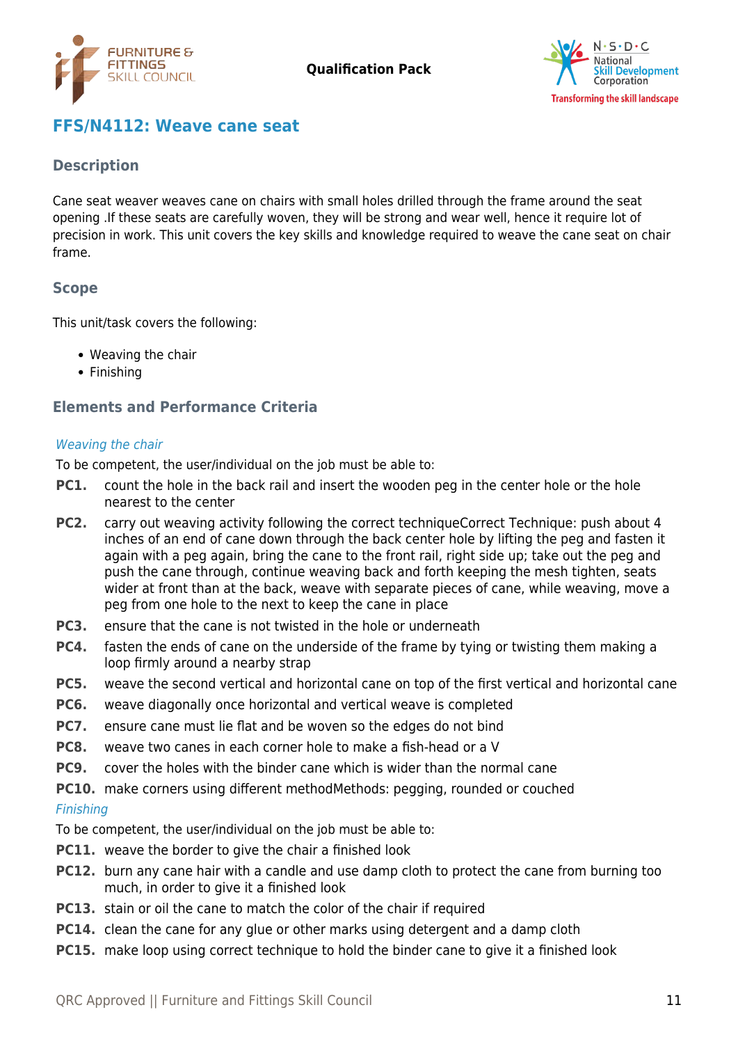## FFS/N4112: Weave cane seat

### Description

Cane seat weaver weaves cane on chairs with small holes drilled through the frame around the seat opening .If these seats are carefully woven, they will be strong and wear well, hence it require lot of precision in work. This unit covers the key skills and knowledge required to weave the cane seat on chair frame.

### Scope

This unit/task covers the following:

- Weaving the chair
- Finishing

### Elements and Performance Criteria

*Weaving the chair*

To be competent, the user/individual on the job must be able to:

**PC1.** count the hole in the back rail and insert the wooden peg in the center hole or the hole nearest to the center

**PC2.** carry out weaving activity following the correct techniqueCorrect Technique: push about 4 inches of an end of cane down through the back center hole by lifting the peg and fasten it again with a peg again, bring the cane to the front rail, right side up; take out the peg and push the cane through, continue weaving back and forth keeping the mesh tighten, seats wider at front than at the back, weave with separate pieces of cane, while weaving, move a peg from one hole to the next to keep the cane in place

**PC3.** ensure that the cane is not twisted in the hole or underneath

**PC4.** fasten the ends of cane on the underside of the frame by tying or twisting them making a loop firmly around a nearby strap

**PC5.** weave the second vertical and horizontal cane on top of the first vertical and horizontal cane

**PC6.** weave diagonally once horizontal and vertical weave is completed

**PC7.** ensure cane must lie flat and be woven so the edges do not bind

**PC8.** weave two canes in each corner hole to make a fish-head or a V

**PC9.** cover the holes with the binder cane which is wider than the normal cane

**PC10.** make corners using different methodMethods: pegging, rounded or couched

*Finishing*

To be competent, the user/individual on the job must be able to:

**PC11.** weave the border to give the chair a finished look

**PC12.** burn any cane hair with a candle and use damp cloth to protect the cane from burning too much, in order to give it a finished look

**PC13.** stain or oil the cane to match the color of the chair if required

**PC14.** clean the cane for any glue or other marks using detergent and a damp cloth

**PC15.** make loop using correct technique to hold the binder cane to give it a finished look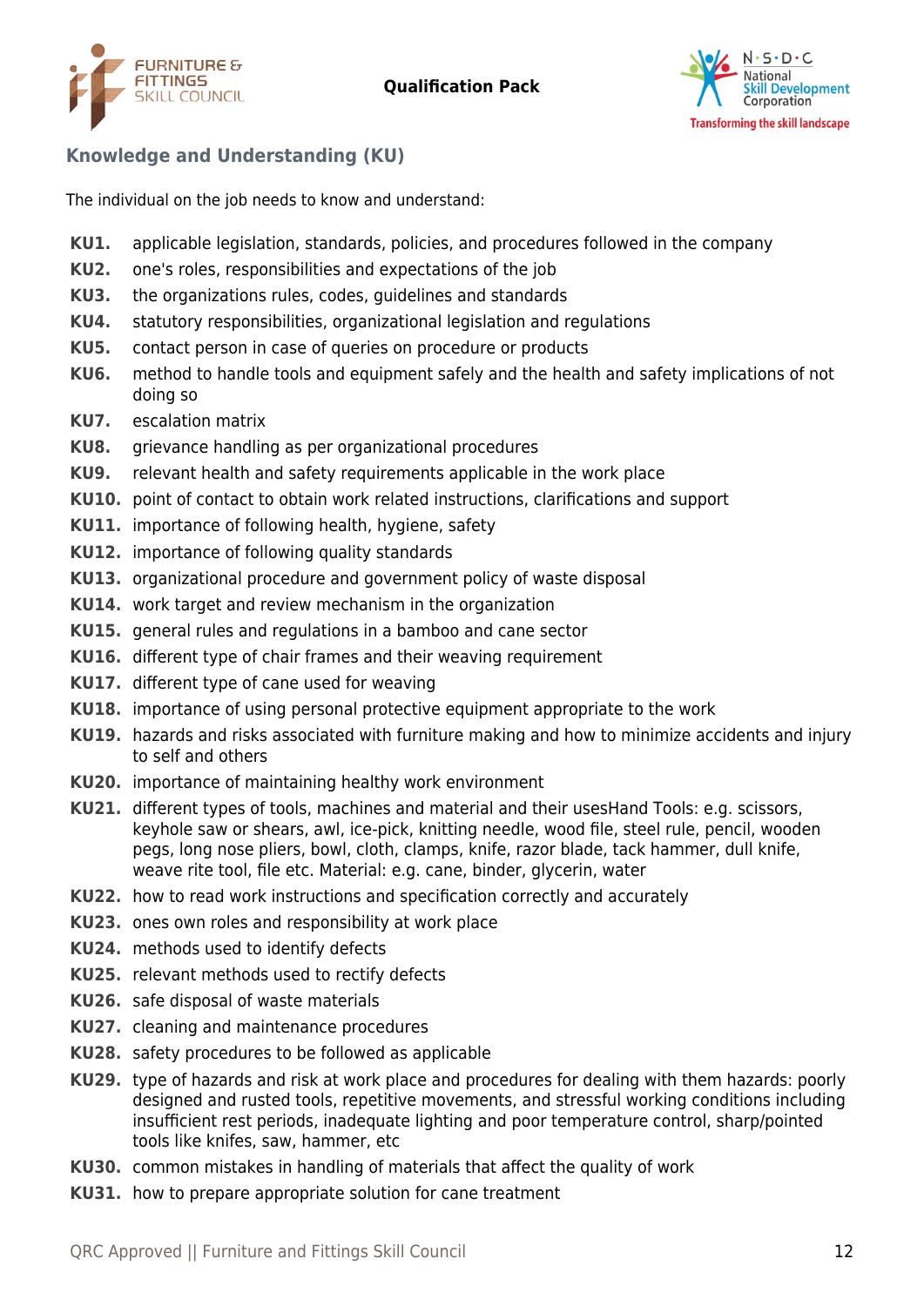## Knowledge and Understanding (KU)

The individual on the job needs to know and understand:

- **KU1.** applicable legislation, standards, policies, and procedures followed in the company
- **KU2.** one's roles, responsibilities and expectations of the job
- **KU3.** the organizations rules, codes, guidelines and standards
- **KU4.** statutory responsibilities, organizational legislation and regulations
- **KU5.** contact person in case of queries on procedure or products
- **KU6.** method to handle tools and equipment safely and the health and safety implications of not doing so
- **KU7.** escalation matrix
- **KU8.** grievance handling as per organizational procedures
- **KU9.** relevant health and safety requirements applicable in the work place
- **KU10.** point of contact to obtain work related instructions, clarifications and support
- **KU11.** importance of following health, hygiene, safety
- **KU12.** importance of following quality standards
- **KU13.** organizational procedure and government policy of waste disposal
- **KU14.** work target and review mechanism in the organization
- **KU15.** general rules and regulations in a bamboo and cane sector
- **KU16.** different type of chair frames and their weaving requirement
- **KU17.** different type of cane used for weaving
- **KU18.** importance of using personal protective equipment appropriate to the work
- **KU19.** hazards and risks associated with furniture making and how to minimize accidents and injury to self and others
- **KU20.** importance of maintaining healthy work environment
- **KU21.** different types of tools, machines and material and their usesHand Tools: e.g. scissors, keyhole saw or shears, awl, ice-pick, knitting needle, wood file, steel rule, pencil, wooden pegs, long nose pliers, bowl, cloth, clamps, knife, razor blade, tack hammer, dull knife, weave rite tool, file etc. Material: e.g. cane, binder, glycerin, water
- **KU22.** how to read work instructions and specification correctly and accurately
- **KU23.** ones own roles and responsibility at work place
- **KU24.** methods used to identify defects
- **KU25.** relevant methods used to rectify defects
- **KU26.** safe disposal of waste materials
- **KU27.** cleaning and maintenance procedures
- **KU28.** safety procedures to be followed as applicable
- **KU29.** type of hazards and risk at work place and procedures for dealing with them hazards: poorly designed and rusted tools, repetitive movements, and stressful working conditions including insufficient rest periods, inadequate lighting and poor temperature control, sharp/pointed tools like knifes, saw, hammer, etc
- **KU30.** common mistakes in handling of materials that affect the quality of work
- **KU31.** how to prepare appropriate solution for cane treatment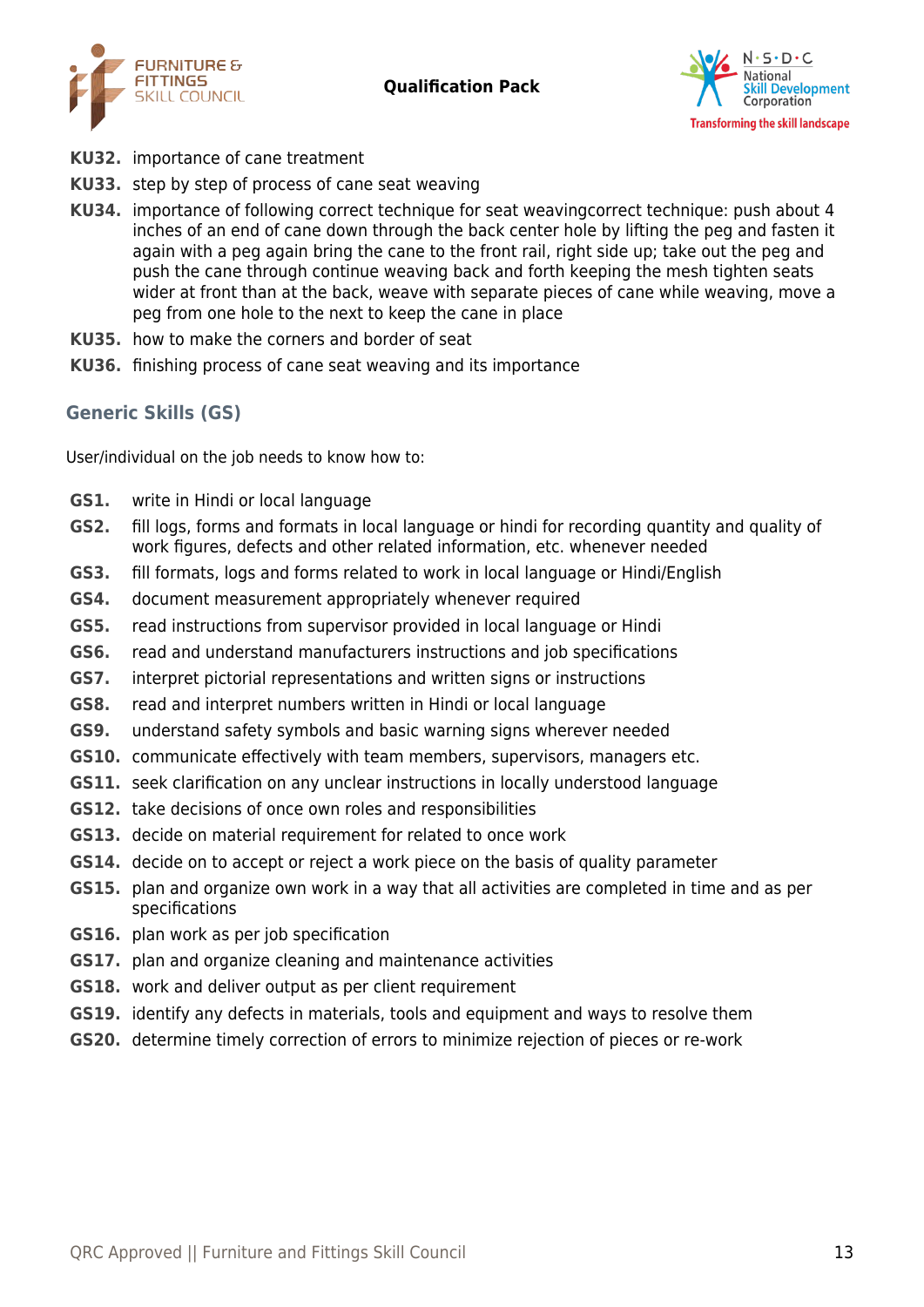**KU32.** importance of cane treatment

**KU33.** step by step of process of cane seat weaving

**KU34.** importance of following correct technique for seat weavingcorrect technique: push about 4 inches of an end of cane down through the back center hole by lifting the peg and fasten it again with a peg again bring the cane to the front rail, right side up; take out the peg and push the cane through continue weaving back and forth keeping the mesh tighten seats wider at front than at the back, weave with separate pieces of cane while weaving, move a peg from one hole to the next to keep the cane in place

**KU35.** how to make the corners and border of seat

**KU36.** finishing process of cane seat weaving and its importance

## Generic Skills (GS)

User/individual on the job needs to know how to:

**GS1.** write in Hindi or local language

**GS2.** fill logs, forms and formats in local language or hindi for recording quantity and quality of work figures, defects and other related information, etc. whenever needed

**GS3.** fill formats, logs and forms related to work in local language or Hindi/English

**GS4.** document measurement appropriately whenever required

**GS5.** read instructions from supervisor provided in local language or Hindi

**GS6.** read and understand manufacturers instructions and job specifications

**GS7.** interpret pictorial representations and written signs or instructions

**GS8.** read and interpret numbers written in Hindi or local language

**GS9.** understand safety symbols and basic warning signs wherever needed

**GS10.** communicate effectively with team members, supervisors, managers etc.

**GS11.** seek clarification on any unclear instructions in locally understood language

**GS12.** take decisions of once own roles and responsibilities

**GS13.** decide on material requirement for related to once work

**GS14.** decide on to accept or reject a work piece on the basis of quality parameter

**GS15.** plan and organize own work in a way that all activities are completed in time and as per specifications

**GS16.** plan work as per job specification

**GS17.** plan and organize cleaning and maintenance activities

**GS18.** work and deliver output as per client requirement

**GS19.** identify any defects in materials, tools and equipment and ways to resolve them

**GS20.** determine timely correction of errors to minimize rejection of pieces or re-work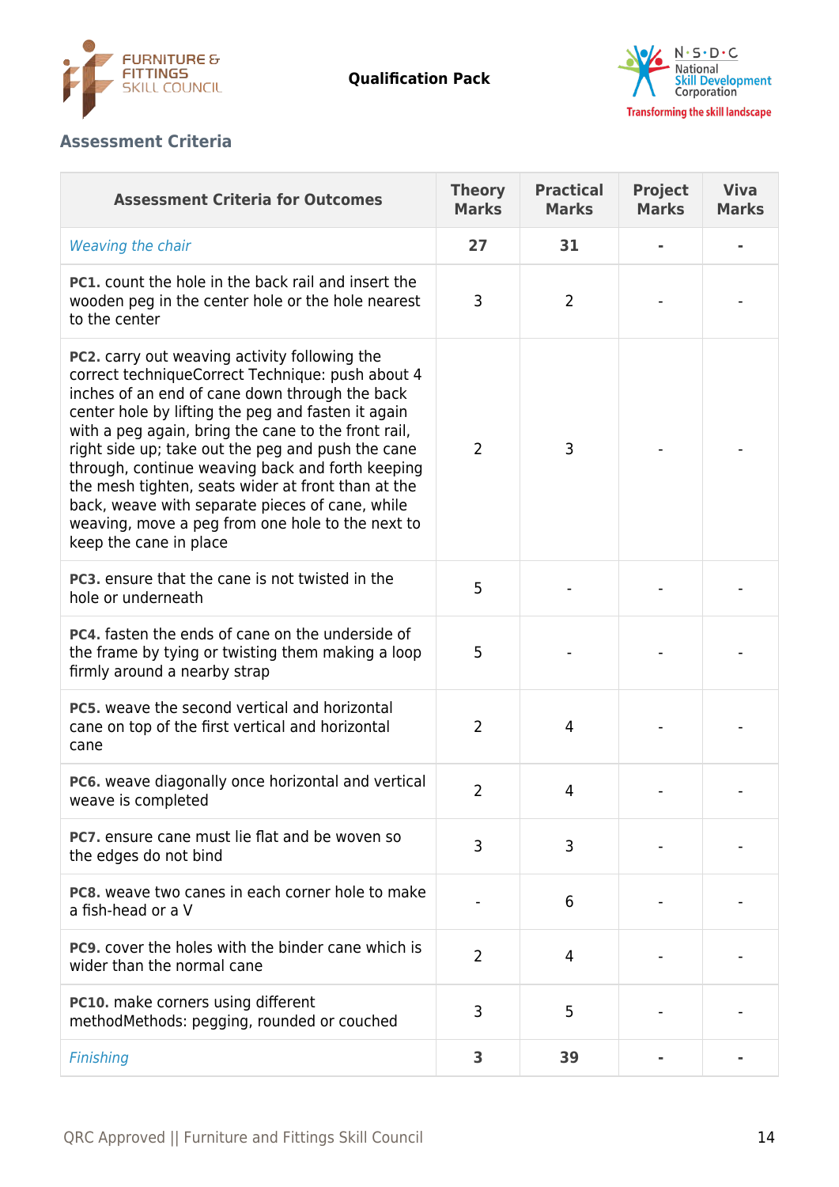## Assessment Criteria

| Assessment Criteria for Outcomes | Theory Marks | Practical Marks | Project Marks | Viva Marks |
|---|---|---|---|---|
| *Weaving the chair* | **27** | **31** | **-** | **-** |
| **PC1.** count the hole in the back rail and insert the wooden peg in the center hole or the hole nearest to the center | 3 | 2 | - | - |
| **PC2.** carry out weaving activity following the correct techniqueCorrect Technique: push about 4 inches of an end of cane down through the back center hole by lifting the peg and fasten it again with a peg again, bring the cane to the front rail, right side up; take out the peg and push the cane through, continue weaving back and forth keeping the mesh tighten, seats wider at front than at the back, weave with separate pieces of cane, while weaving, move a peg from one hole to the next to keep the cane in place | 2 | 3 | - | - |
| **PC3.** ensure that the cane is not twisted in the hole or underneath | 5 | - | - | - |
| **PC4.** fasten the ends of cane on the underside of the frame by tying or twisting them making a loop firmly around a nearby strap | 5 | - | - | - |
| **PC5.** weave the second vertical and horizontal cane on top of the first vertical and horizontal cane | 2 | 4 | - | - |
| **PC6.** weave diagonally once horizontal and vertical weave is completed | 2 | 4 | - | - |
| **PC7.** ensure cane must lie flat and be woven so the edges do not bind | 3 | 3 | - | - |
| **PC8.** weave two canes in each corner hole to make a fish-head or a V | - | 6 | - | - |
| **PC9.** cover the holes with the binder cane which is wider than the normal cane | 2 | 4 | - | - |
| **PC10.** make corners using different methodMethods: pegging, rounded or couched | 3 | 5 | - | - |
| *Finishing* | **3** | **39** | **-** | **-** |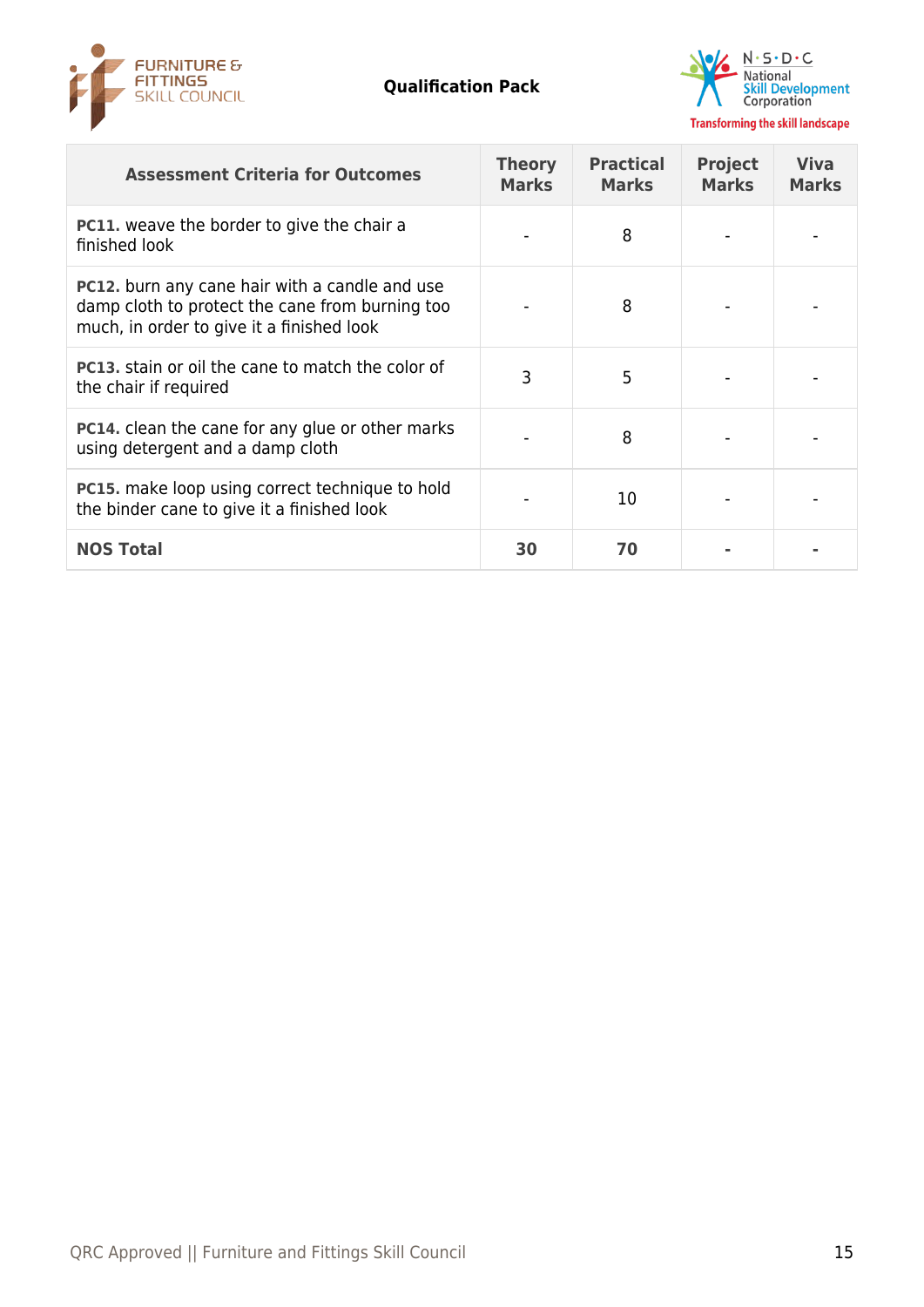| Assessment Criteria for Outcomes | Theory Marks | Practical Marks | Project Marks | Viva Marks |
|---|---|---|---|---|
| **PC11.** weave the border to give the chair a finished look | - | 8 | - | - |
| **PC12.** burn any cane hair with a candle and use damp cloth to protect the cane from burning too much, in order to give it a finished look | - | 8 | - | - |
| **PC13.** stain or oil the cane to match the color of the chair if required | 3 | 5 | - | - |
| **PC14.** clean the cane for any glue or other marks using detergent and a damp cloth | - | 8 | - | - |
| **PC15.** make loop using correct technique to hold the binder cane to give it a finished look | - | 10 | - | - |
| **NOS Total** | **30** | **70** | **-** | **-** |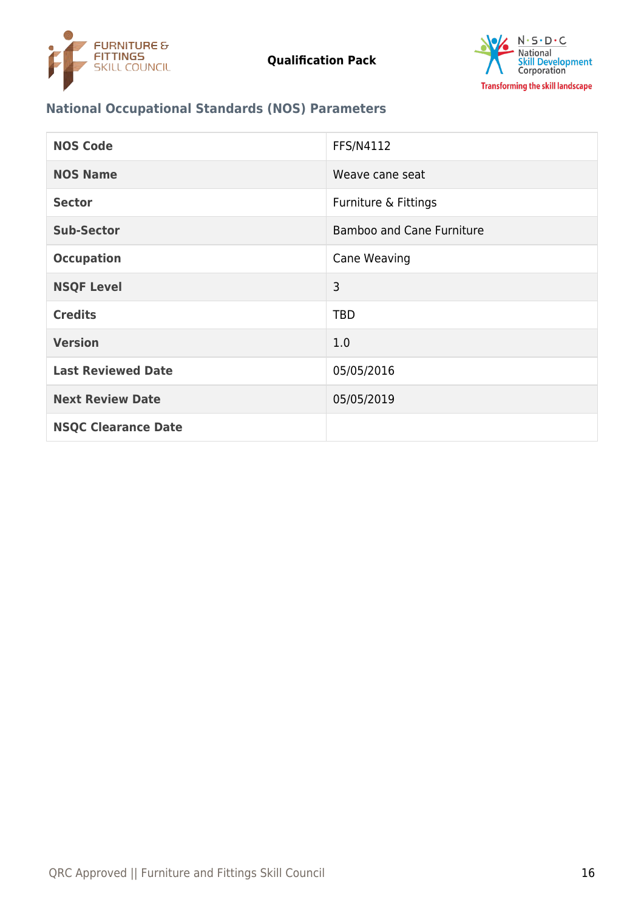## National Occupational Standards (NOS) Parameters

| NOS Code | FFS/N4112 |
|---|---|
| NOS Name | Weave cane seat |
| Sector | Furniture & Fittings |
| Sub-Sector | Bamboo and Cane Furniture |
| Occupation | Cane Weaving |
| NSQF Level | 3 |
| Credits | TBD |
| Version | 1.0 |
| Last Reviewed Date | 05/05/2016 |
| Next Review Date | 05/05/2019 |
| NSQC Clearance Date | |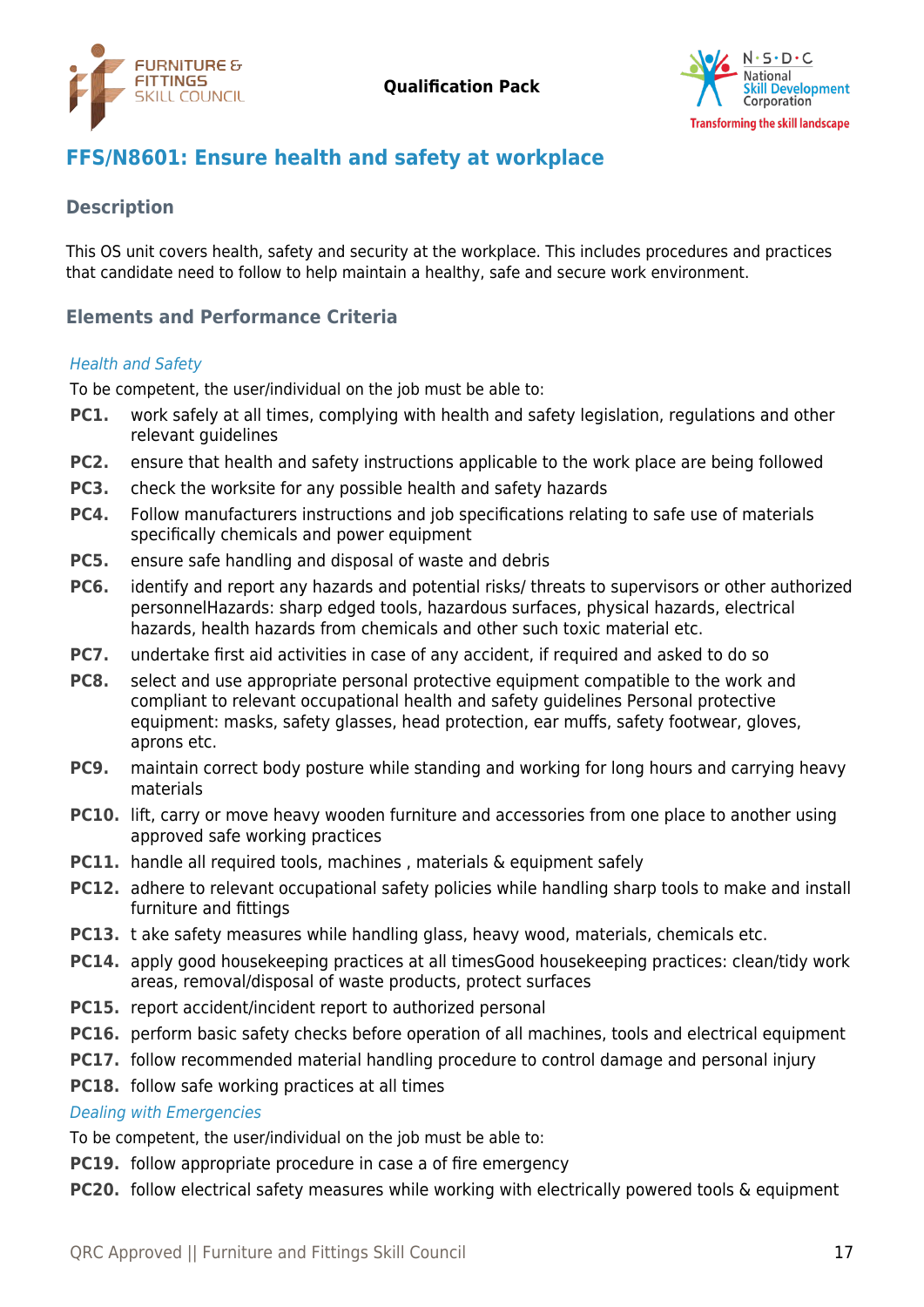## FFS/N8601: Ensure health and safety at workplace

### Description

This OS unit covers health, safety and security at the workplace. This includes procedures and practices that candidate need to follow to help maintain a healthy, safe and secure work environment.

### Elements and Performance Criteria

*Health and Safety*

To be competent, the user/individual on the job must be able to:

- **PC1.** work safely at all times, complying with health and safety legislation, regulations and other relevant guidelines
- **PC2.** ensure that health and safety instructions applicable to the work place are being followed
- **PC3.** check the worksite for any possible health and safety hazards
- **PC4.** Follow manufacturers instructions and job specifications relating to safe use of materials specifically chemicals and power equipment
- **PC5.** ensure safe handling and disposal of waste and debris
- **PC6.** identify and report any hazards and potential risks/ threats to supervisors or other authorized personnelHazards: sharp edged tools, hazardous surfaces, physical hazards, electrical hazards, health hazards from chemicals and other such toxic material etc.
- **PC7.** undertake first aid activities in case of any accident, if required and asked to do so
- **PC8.** select and use appropriate personal protective equipment compatible to the work and compliant to relevant occupational health and safety guidelines Personal protective equipment: masks, safety glasses, head protection, ear muffs, safety footwear, gloves, aprons etc.
- **PC9.** maintain correct body posture while standing and working for long hours and carrying heavy materials
- **PC10.** lift, carry or move heavy wooden furniture and accessories from one place to another using approved safe working practices
- **PC11.** handle all required tools, machines , materials & equipment safely
- **PC12.** adhere to relevant occupational safety policies while handling sharp tools to make and install furniture and fittings
- **PC13.** t ake safety measures while handling glass, heavy wood, materials, chemicals etc.
- **PC14.** apply good housekeeping practices at all timesGood housekeeping practices: clean/tidy work areas, removal/disposal of waste products, protect surfaces
- **PC15.** report accident/incident report to authorized personal
- **PC16.** perform basic safety checks before operation of all machines, tools and electrical equipment
- **PC17.** follow recommended material handling procedure to control damage and personal injury
- **PC18.** follow safe working practices at all times

*Dealing with Emergencies*

To be competent, the user/individual on the job must be able to:

- **PC19.** follow appropriate procedure in case a of fire emergency
- **PC20.** follow electrical safety measures while working with electrically powered tools & equipment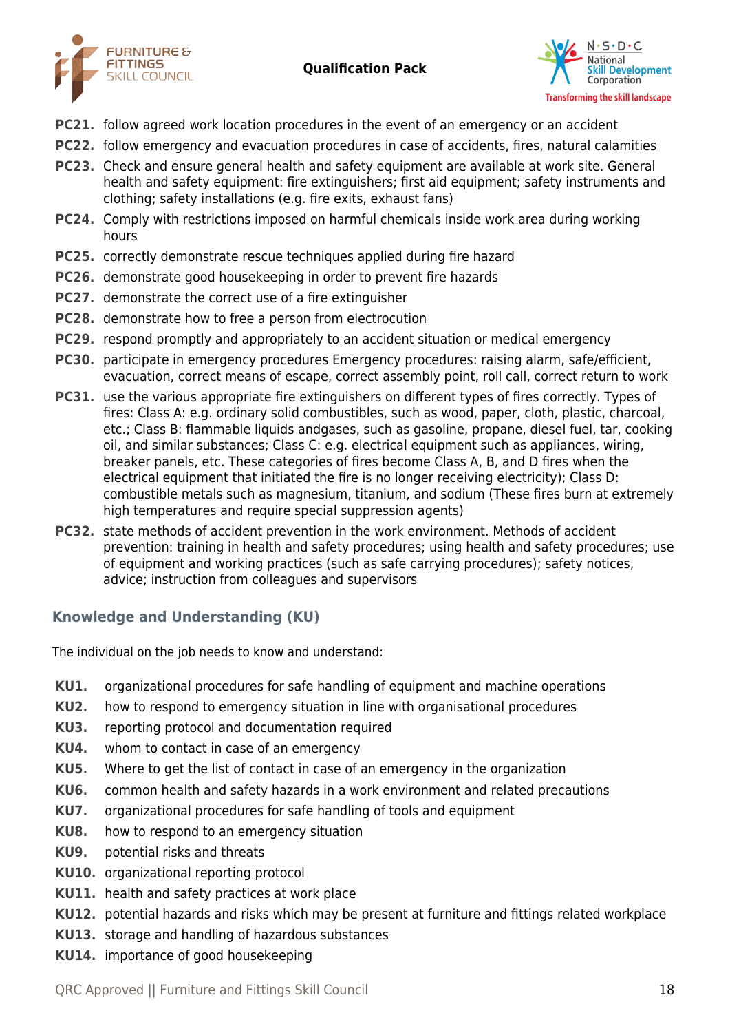**PC21.** follow agreed work location procedures in the event of an emergency or an accident

**PC22.** follow emergency and evacuation procedures in case of accidents, fires, natural calamities

**PC23.** Check and ensure general health and safety equipment are available at work site. General health and safety equipment: fire extinguishers; first aid equipment; safety instruments and clothing; safety installations (e.g. fire exits, exhaust fans)

**PC24.** Comply with restrictions imposed on harmful chemicals inside work area during working hours

**PC25.** correctly demonstrate rescue techniques applied during fire hazard

**PC26.** demonstrate good housekeeping in order to prevent fire hazards

**PC27.** demonstrate the correct use of a fire extinguisher

**PC28.** demonstrate how to free a person from electrocution

**PC29.** respond promptly and appropriately to an accident situation or medical emergency

**PC30.** participate in emergency procedures Emergency procedures: raising alarm, safe/efficient, evacuation, correct means of escape, correct assembly point, roll call, correct return to work

**PC31.** use the various appropriate fire extinguishers on different types of fires correctly. Types of fires: Class A: e.g. ordinary solid combustibles, such as wood, paper, cloth, plastic, charcoal, etc.; Class B: flammable liquids andgases, such as gasoline, propane, diesel fuel, tar, cooking oil, and similar substances; Class C: e.g. electrical equipment such as appliances, wiring, breaker panels, etc. These categories of fires become Class A, B, and D fires when the electrical equipment that initiated the fire is no longer receiving electricity); Class D: combustible metals such as magnesium, titanium, and sodium (These fires burn at extremely high temperatures and require special suppression agents)

**PC32.** state methods of accident prevention in the work environment. Methods of accident prevention: training in health and safety procedures; using health and safety procedures; use of equipment and working practices (such as safe carrying procedures); safety notices, advice; instruction from colleagues and supervisors

## Knowledge and Understanding (KU)

The individual on the job needs to know and understand:

**KU1.** organizational procedures for safe handling of equipment and machine operations

**KU2.** how to respond to emergency situation in line with organisational procedures

**KU3.** reporting protocol and documentation required

**KU4.** whom to contact in case of an emergency

**KU5.** Where to get the list of contact in case of an emergency in the organization

**KU6.** common health and safety hazards in a work environment and related precautions

**KU7.** organizational procedures for safe handling of tools and equipment

**KU8.** how to respond to an emergency situation

**KU9.** potential risks and threats

**KU10.** organizational reporting protocol

**KU11.** health and safety practices at work place

**KU12.** potential hazards and risks which may be present at furniture and fittings related workplace

**KU13.** storage and handling of hazardous substances

**KU14.** importance of good housekeeping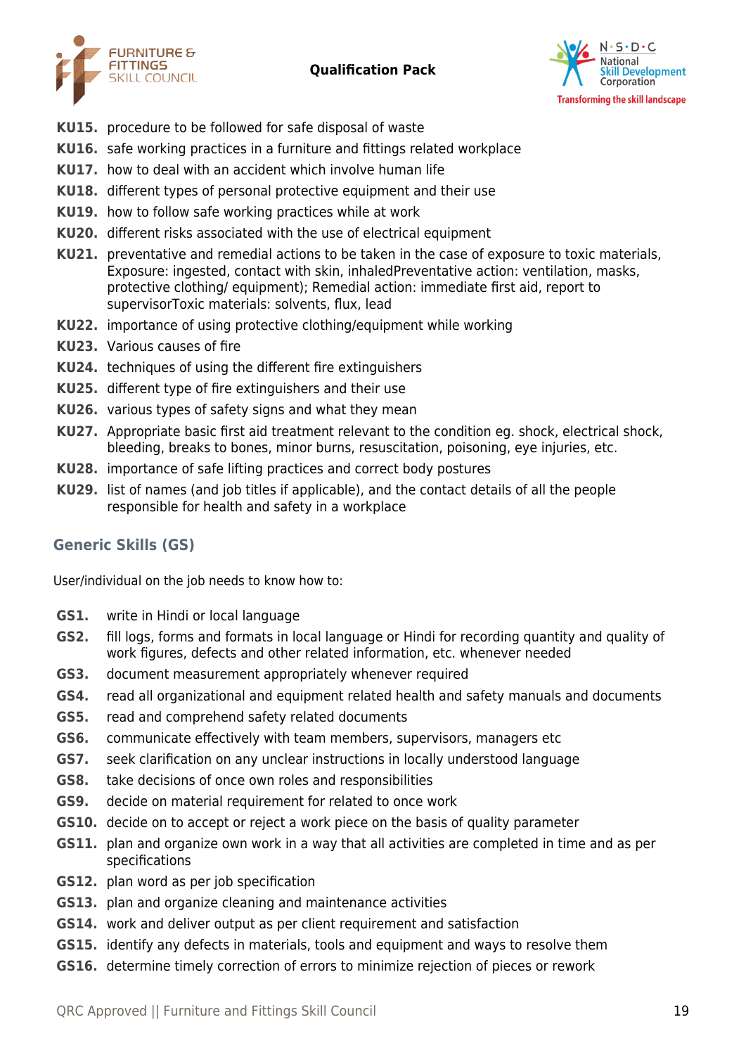- **KU15.** procedure to be followed for safe disposal of waste
- **KU16.** safe working practices in a furniture and fittings related workplace
- **KU17.** how to deal with an accident which involve human life
- **KU18.** different types of personal protective equipment and their use
- **KU19.** how to follow safe working practices while at work
- **KU20.** different risks associated with the use of electrical equipment
- **KU21.** preventative and remedial actions to be taken in the case of exposure to toxic materials, Exposure: ingested, contact with skin, inhaledPreventative action: ventilation, masks, protective clothing/ equipment); Remedial action: immediate first aid, report to supervisorToxic materials: solvents, flux, lead
- **KU22.** importance of using protective clothing/equipment while working
- **KU23.** Various causes of fire
- **KU24.** techniques of using the different fire extinguishers
- **KU25.** different type of fire extinguishers and their use
- **KU26.** various types of safety signs and what they mean
- **KU27.** Appropriate basic first aid treatment relevant to the condition eg. shock, electrical shock, bleeding, breaks to bones, minor burns, resuscitation, poisoning, eye injuries, etc.
- **KU28.** importance of safe lifting practices and correct body postures
- **KU29.** list of names (and job titles if applicable), and the contact details of all the people responsible for health and safety in a workplace

## Generic Skills (GS)

User/individual on the job needs to know how to:

- **GS1.** write in Hindi or local language
- **GS2.** fill logs, forms and formats in local language or Hindi for recording quantity and quality of work figures, defects and other related information, etc. whenever needed
- **GS3.** document measurement appropriately whenever required
- **GS4.** read all organizational and equipment related health and safety manuals and documents
- **GS5.** read and comprehend safety related documents
- **GS6.** communicate effectively with team members, supervisors, managers etc
- **GS7.** seek clarification on any unclear instructions in locally understood language
- **GS8.** take decisions of once own roles and responsibilities
- **GS9.** decide on material requirement for related to once work
- **GS10.** decide on to accept or reject a work piece on the basis of quality parameter
- **GS11.** plan and organize own work in a way that all activities are completed in time and as per specifications
- **GS12.** plan word as per job specification
- **GS13.** plan and organize cleaning and maintenance activities
- **GS14.** work and deliver output as per client requirement and satisfaction
- **GS15.** identify any defects in materials, tools and equipment and ways to resolve them
- **GS16.** determine timely correction of errors to minimize rejection of pieces or rework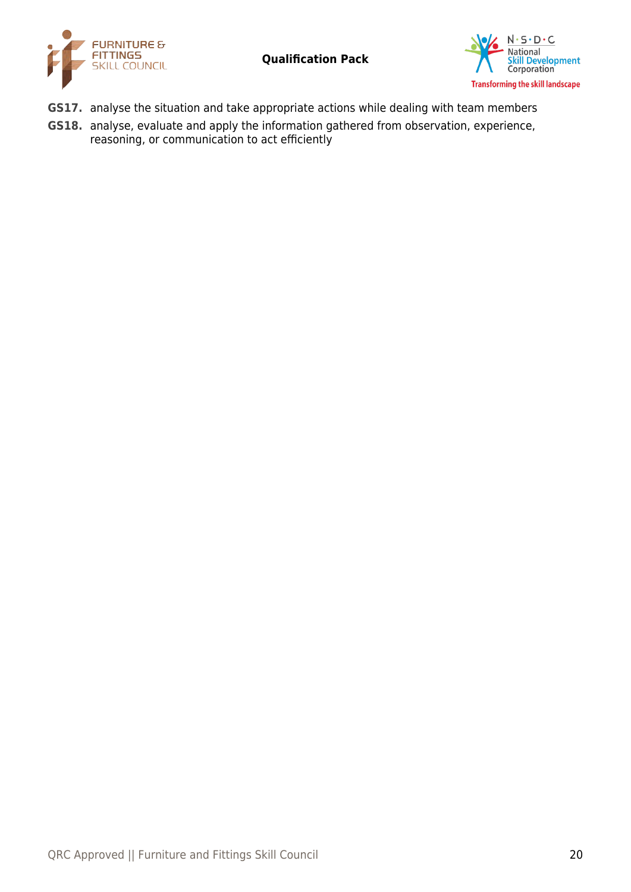**GS17.** analyse the situation and take appropriate actions while dealing with team members

**GS18.** analyse, evaluate and apply the information gathered from observation, experience, reasoning, or communication to act efficiently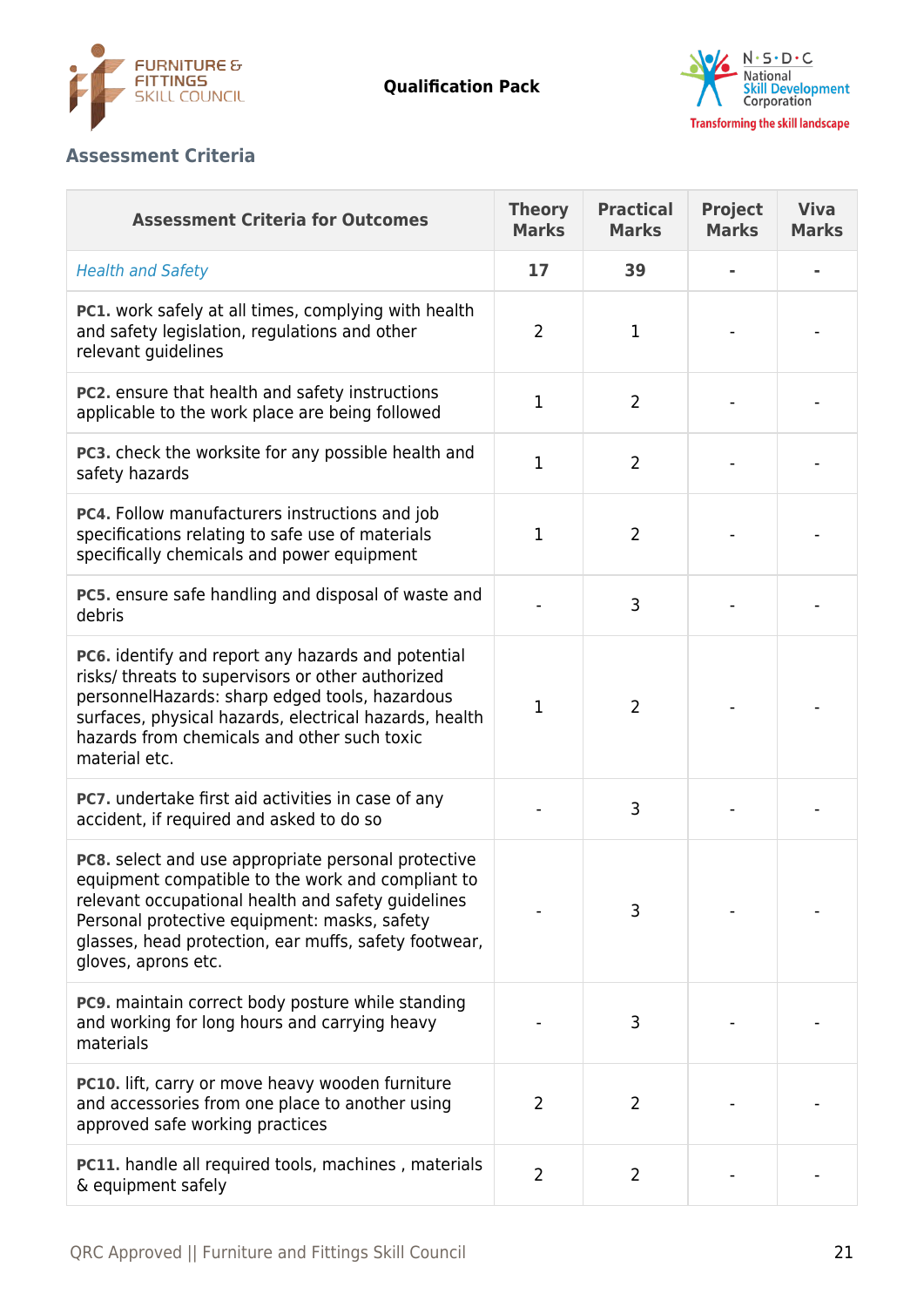## Assessment Criteria

| Assessment Criteria for Outcomes | Theory Marks | Practical Marks | Project Marks | Viva Marks |
|---|---|---|---|---|
| *Health and Safety* | **17** | **39** | **-** | **-** |
| **PC1.** work safely at all times, complying with health and safety legislation, regulations and other relevant guidelines | 2 | 1 | - | - |
| **PC2.** ensure that health and safety instructions applicable to the work place are being followed | 1 | 2 | - | - |
| **PC3.** check the worksite for any possible health and safety hazards | 1 | 2 | - | - |
| **PC4.** Follow manufacturers instructions and job specifications relating to safe use of materials specifically chemicals and power equipment | 1 | 2 | - | - |
| **PC5.** ensure safe handling and disposal of waste and debris | - | 3 | - | - |
| **PC6.** identify and report any hazards and potential risks/ threats to supervisors or other authorized personnelHazards: sharp edged tools, hazardous surfaces, physical hazards, electrical hazards, health hazards from chemicals and other such toxic material etc. | 1 | 2 | - | - |
| **PC7.** undertake first aid activities in case of any accident, if required and asked to do so | - | 3 | - | - |
| **PC8.** select and use appropriate personal protective equipment compatible to the work and compliant to relevant occupational health and safety guidelines Personal protective equipment: masks, safety glasses, head protection, ear muffs, safety footwear, gloves, aprons etc. | - | 3 | - | - |
| **PC9.** maintain correct body posture while standing and working for long hours and carrying heavy materials | - | 3 | - | - |
| **PC10.** lift, carry or move heavy wooden furniture and accessories from one place to another using approved safe working practices | 2 | 2 | - | - |
| **PC11.** handle all required tools, machines , materials & equipment safely | 2 | 2 | - | - |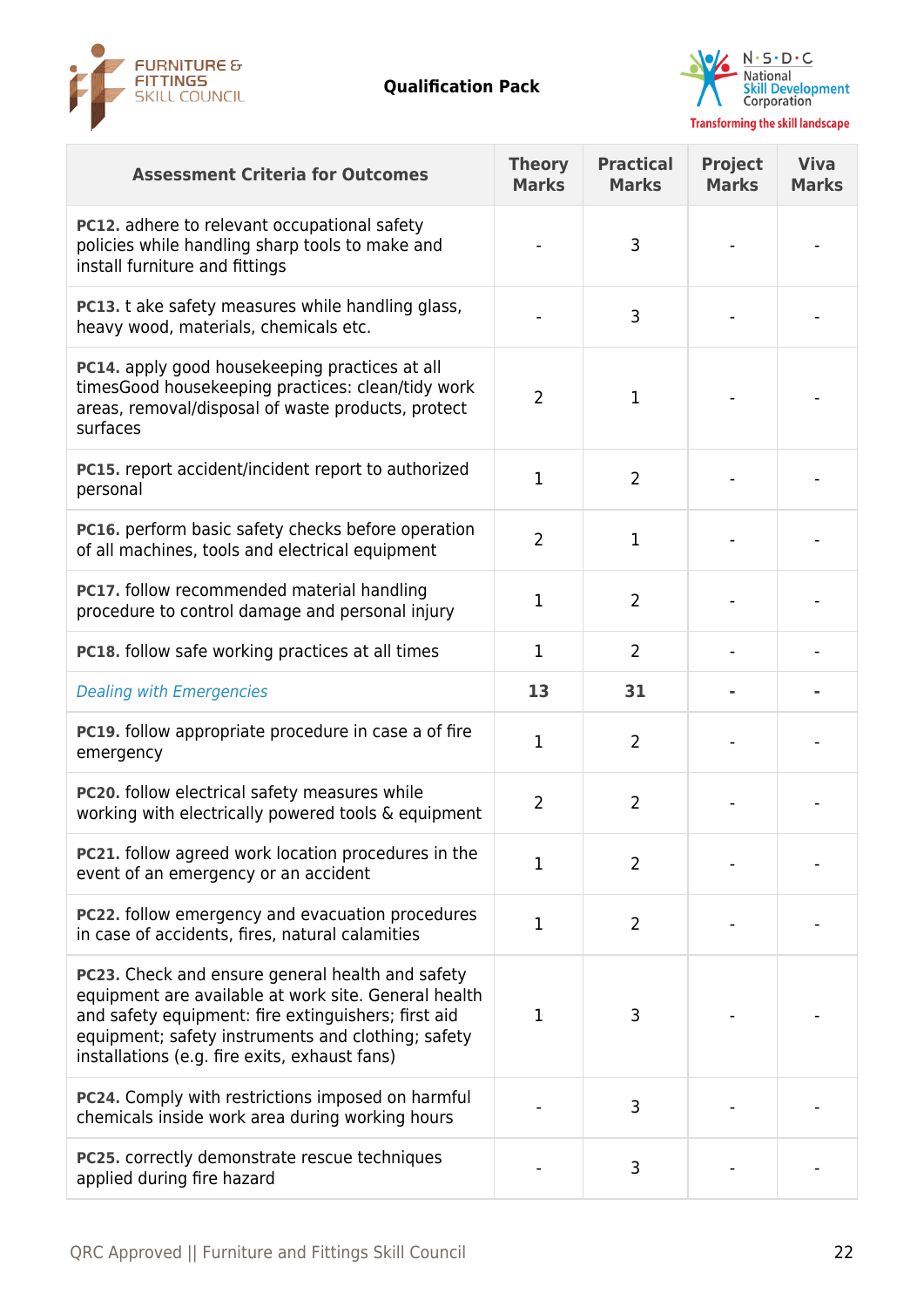| Assessment Criteria for Outcomes | Theory Marks | Practical Marks | Project Marks | Viva Marks |
| --- | --- | --- | --- | --- |
| **PC12.** adhere to relevant occupational safety policies while handling sharp tools to make and install furniture and fittings | - | 3 | - | - |
| **PC13.** t ake safety measures while handling glass, heavy wood, materials, chemicals etc. | - | 3 | - | - |
| **PC14.** apply good housekeeping practices at all timesGood housekeeping practices: clean/tidy work areas, removal/disposal of waste products, protect surfaces | 2 | 1 | - | - |
| **PC15.** report accident/incident report to authorized personal | 1 | 2 | - | - |
| **PC16.** perform basic safety checks before operation of all machines, tools and electrical equipment | 2 | 1 | - | - |
| **PC17.** follow recommended material handling procedure to control damage and personal injury | 1 | 2 | - | - |
| **PC18.** follow safe working practices at all times | 1 | 2 | - | - |
| *Dealing with Emergencies* | **13** | **31** | **-** | **-** |
| **PC19.** follow appropriate procedure in case a of fire emergency | 1 | 2 | - | - |
| **PC20.** follow electrical safety measures while working with electrically powered tools & equipment | 2 | 2 | - | - |
| **PC21.** follow agreed work location procedures in the event of an emergency or an accident | 1 | 2 | - | - |
| **PC22.** follow emergency and evacuation procedures in case of accidents, fires, natural calamities | 1 | 2 | - | - |
| **PC23.** Check and ensure general health and safety equipment are available at work site. General health and safety equipment: fire extinguishers; first aid equipment; safety instruments and clothing; safety installations (e.g. fire exits, exhaust fans) | 1 | 3 | - | - |
| **PC24.** Comply with restrictions imposed on harmful chemicals inside work area during working hours | - | 3 | - | - |
| **PC25.** correctly demonstrate rescue techniques applied during fire hazard | - | 3 | - | - |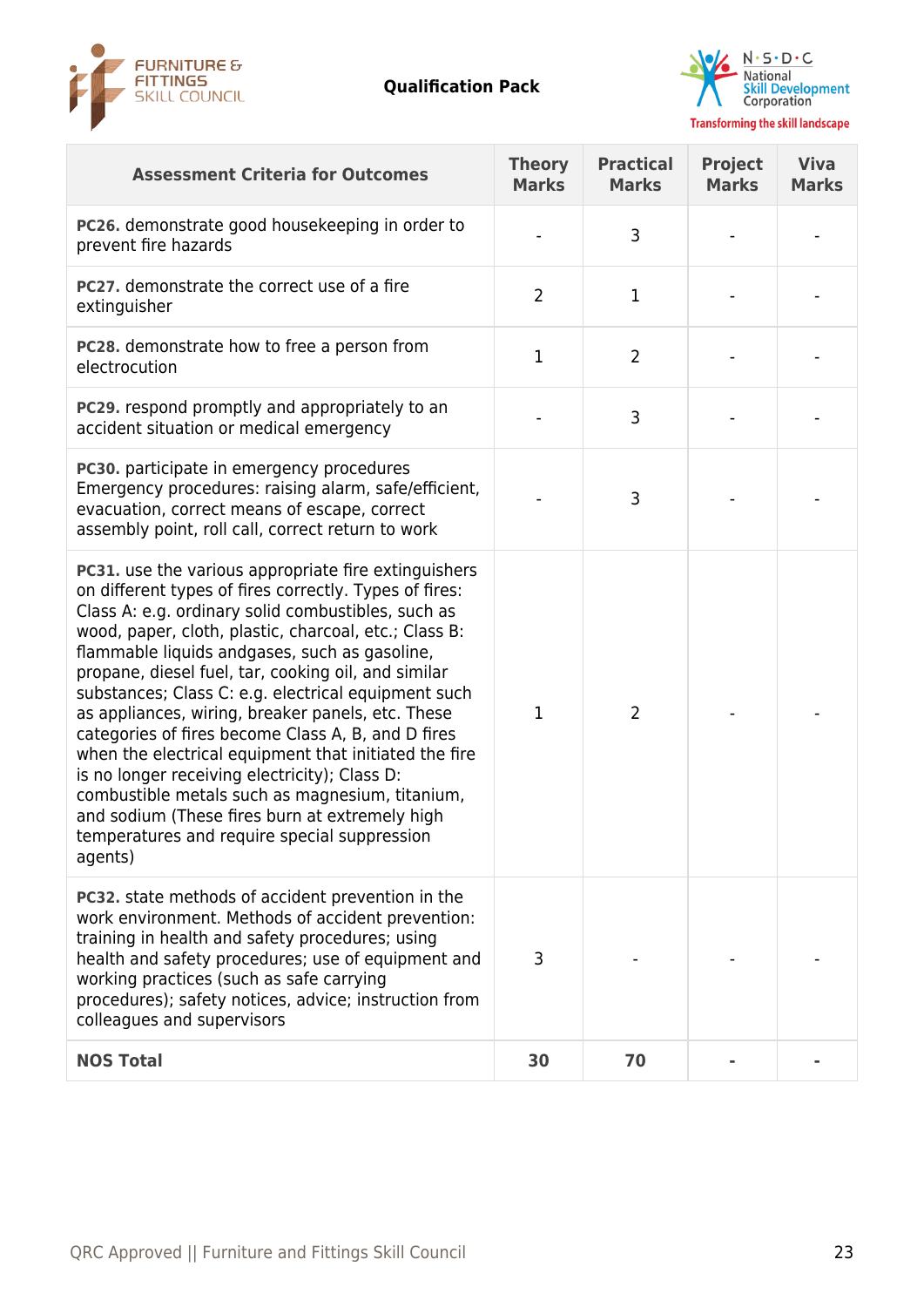| Assessment Criteria for Outcomes | Theory Marks | Practical Marks | Project Marks | Viva Marks |
|---|---|---|---|---|
| **PC26.** demonstrate good housekeeping in order to prevent fire hazards | - | 3 | - | - |
| **PC27.** demonstrate the correct use of a fire extinguisher | 2 | 1 | - | - |
| **PC28.** demonstrate how to free a person from electrocution | 1 | 2 | - | - |
| **PC29.** respond promptly and appropriately to an accident situation or medical emergency | - | 3 | - | - |
| **PC30.** participate in emergency procedures Emergency procedures: raising alarm, safe/efficient, evacuation, correct means of escape, correct assembly point, roll call, correct return to work | - | 3 | - | - |
| **PC31.** use the various appropriate fire extinguishers on different types of fires correctly. Types of fires: Class A: e.g. ordinary solid combustibles, such as wood, paper, cloth, plastic, charcoal, etc.; Class B: flammable liquids andgases, such as gasoline, propane, diesel fuel, tar, cooking oil, and similar substances; Class C: e.g. electrical equipment such as appliances, wiring, breaker panels, etc. These categories of fires become Class A, B, and D fires when the electrical equipment that initiated the fire is no longer receiving electricity); Class D: combustible metals such as magnesium, titanium, and sodium (These fires burn at extremely high temperatures and require special suppression agents) | 1 | 2 | - | - |
| **PC32.** state methods of accident prevention in the work environment. Methods of accident prevention: training in health and safety procedures; using health and safety procedures; use of equipment and working practices (such as safe carrying procedures); safety notices, advice; instruction from colleagues and supervisors | 3 | - | - | - |
| **NOS Total** | **30** | **70** | **-** | **-** |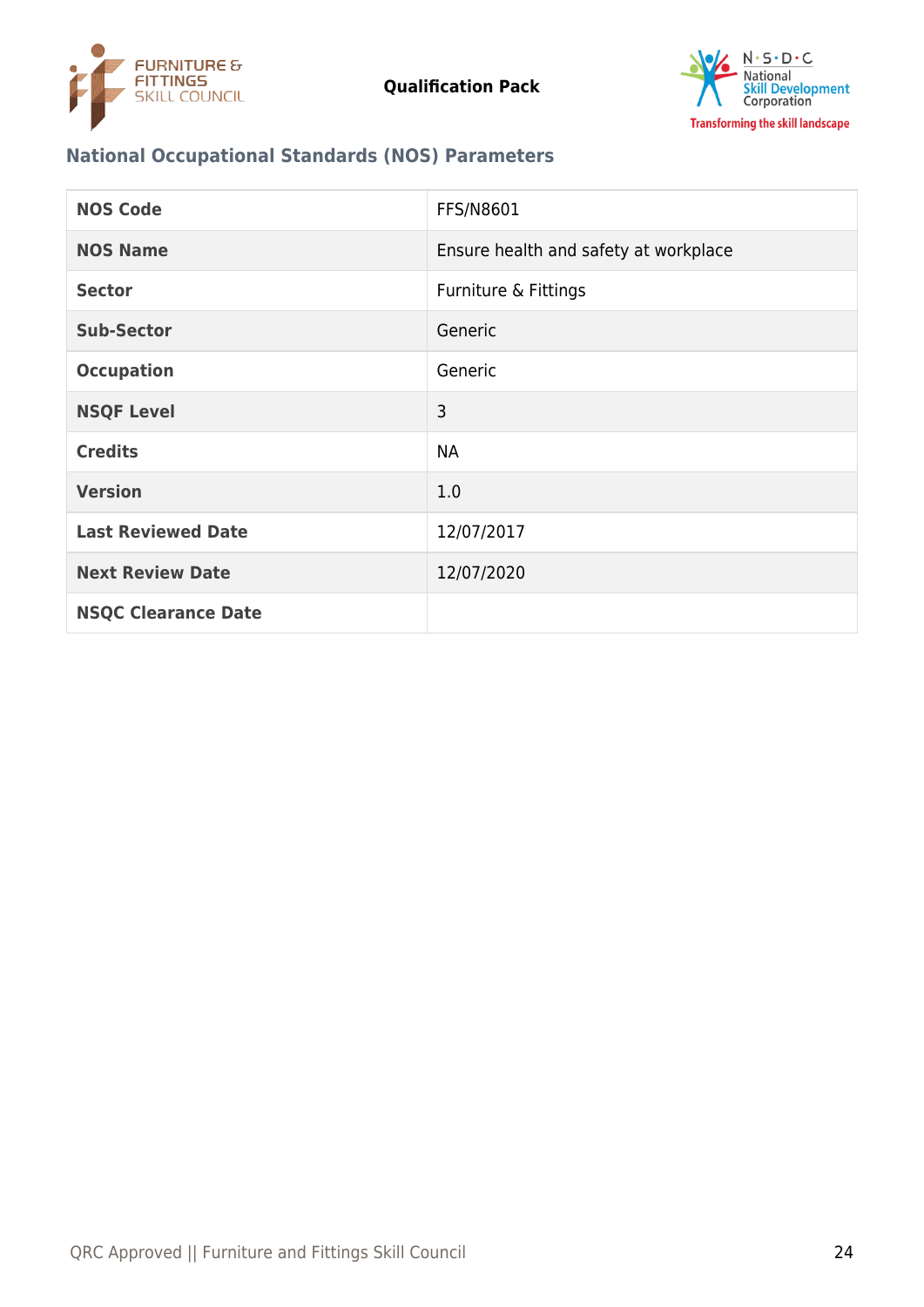## National Occupational Standards (NOS) Parameters

| NOS Code | FFS/N8601 |
|---|---|
| NOS Name | Ensure health and safety at workplace |
| Sector | Furniture & Fittings |
| Sub-Sector | Generic |
| Occupation | Generic |
| NSQF Level | 3 |
| Credits | NA |
| Version | 1.0 |
| Last Reviewed Date | 12/07/2017 |
| Next Review Date | 12/07/2020 |
| NSQC Clearance Date | |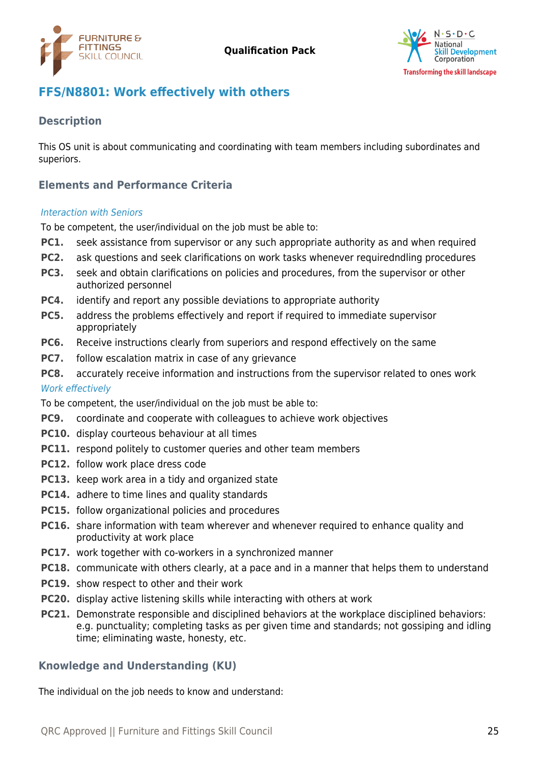## FFS/N8801: Work effectively with others

### Description

This OS unit is about communicating and coordinating with team members including subordinates and superiors.

### Elements and Performance Criteria

*Interaction with Seniors*

To be competent, the user/individual on the job must be able to:

**PC1.** seek assistance from supervisor or any such appropriate authority as and when required

**PC2.** ask questions and seek clarifications on work tasks whenever requiredndling procedures

**PC3.** seek and obtain clarifications on policies and procedures, from the supervisor or other authorized personnel

**PC4.** identify and report any possible deviations to appropriate authority

**PC5.** address the problems effectively and report if required to immediate supervisor appropriately

**PC6.** Receive instructions clearly from superiors and respond effectively on the same

**PC7.** follow escalation matrix in case of any grievance

**PC8.** accurately receive information and instructions from the supervisor related to ones work

*Work effectively*

To be competent, the user/individual on the job must be able to:

**PC9.** coordinate and cooperate with colleagues to achieve work objectives

**PC10.** display courteous behaviour at all times

**PC11.** respond politely to customer queries and other team members

**PC12.** follow work place dress code

**PC13.** keep work area in a tidy and organized state

**PC14.** adhere to time lines and quality standards

**PC15.** follow organizational policies and procedures

**PC16.** share information with team wherever and whenever required to enhance quality and productivity at work place

**PC17.** work together with co-workers in a synchronized manner

**PC18.** communicate with others clearly, at a pace and in a manner that helps them to understand

**PC19.** show respect to other and their work

**PC20.** display active listening skills while interacting with others at work

**PC21.** Demonstrate responsible and disciplined behaviors at the workplace disciplined behaviors: e.g. punctuality; completing tasks as per given time and standards; not gossiping and idling time; eliminating waste, honesty, etc.

### Knowledge and Understanding (KU)

The individual on the job needs to know and understand: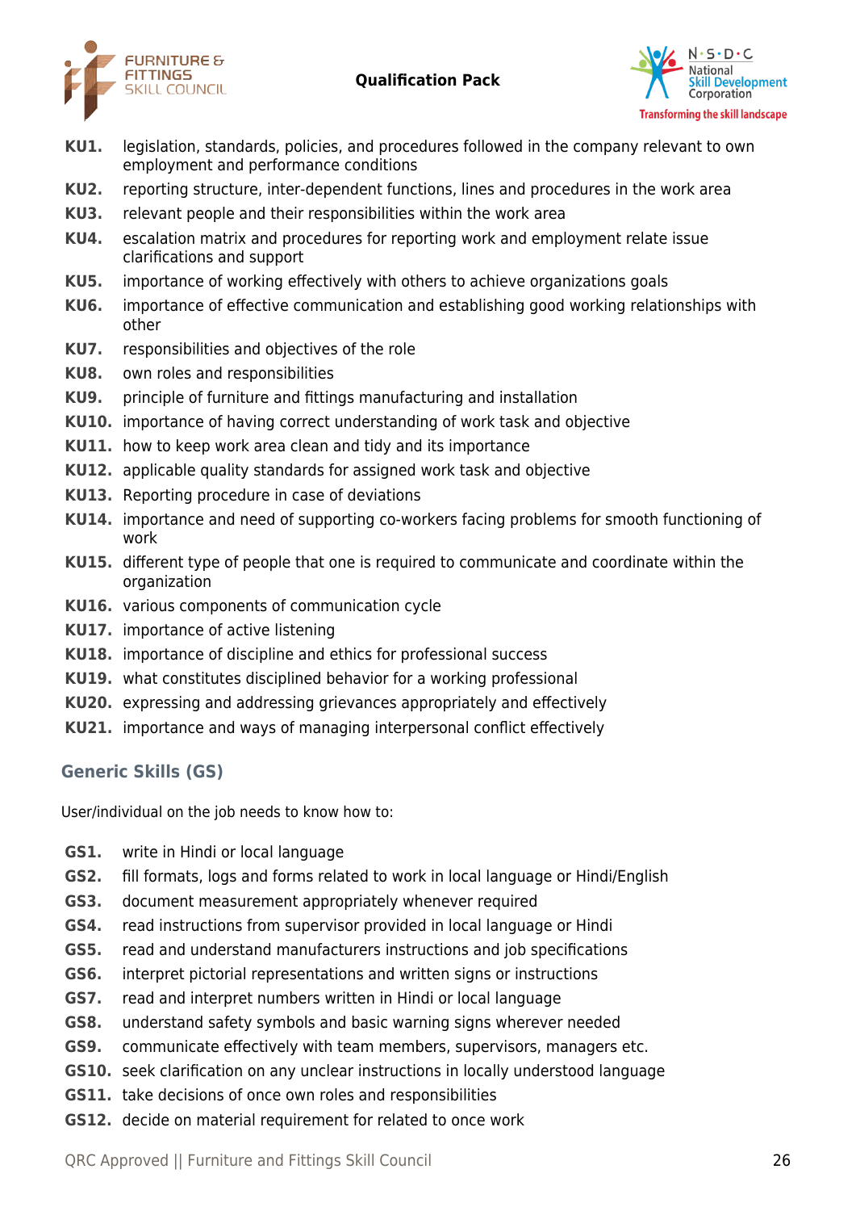**KU1.** legislation, standards, policies, and procedures followed in the company relevant to own employment and performance conditions
**KU2.** reporting structure, inter-dependent functions, lines and procedures in the work area
**KU3.** relevant people and their responsibilities within the work area
**KU4.** escalation matrix and procedures for reporting work and employment relate issue clarifications and support
**KU5.** importance of working effectively with others to achieve organizations goals
**KU6.** importance of effective communication and establishing good working relationships with other
**KU7.** responsibilities and objectives of the role
**KU8.** own roles and responsibilities
**KU9.** principle of furniture and fittings manufacturing and installation
**KU10.** importance of having correct understanding of work task and objective
**KU11.** how to keep work area clean and tidy and its importance
**KU12.** applicable quality standards for assigned work task and objective
**KU13.** Reporting procedure in case of deviations
**KU14.** importance and need of supporting co-workers facing problems for smooth functioning of work
**KU15.** different type of people that one is required to communicate and coordinate within the organization
**KU16.** various components of communication cycle
**KU17.** importance of active listening
**KU18.** importance of discipline and ethics for professional success
**KU19.** what constitutes disciplined behavior for a working professional
**KU20.** expressing and addressing grievances appropriately and effectively
**KU21.** importance and ways of managing interpersonal conflict effectively

## Generic Skills (GS)

User/individual on the job needs to know how to:

**GS1.** write in Hindi or local language
**GS2.** fill formats, logs and forms related to work in local language or Hindi/English
**GS3.** document measurement appropriately whenever required
**GS4.** read instructions from supervisor provided in local language or Hindi
**GS5.** read and understand manufacturers instructions and job specifications
**GS6.** interpret pictorial representations and written signs or instructions
**GS7.** read and interpret numbers written in Hindi or local language
**GS8.** understand safety symbols and basic warning signs wherever needed
**GS9.** communicate effectively with team members, supervisors, managers etc.
**GS10.** seek clarification on any unclear instructions in locally understood language
**GS11.** take decisions of once own roles and responsibilities
**GS12.** decide on material requirement for related to once work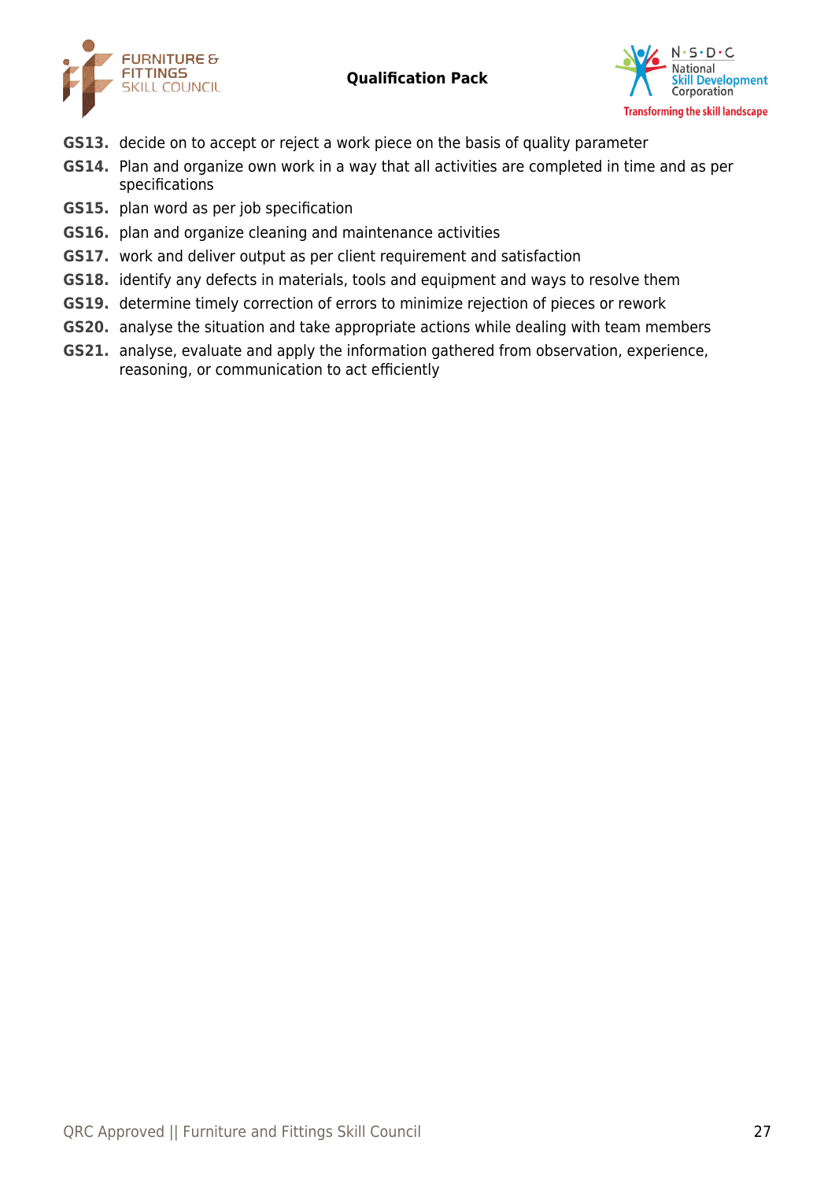**GS13.** decide on to accept or reject a work piece on the basis of quality parameter

**GS14.** Plan and organize own work in a way that all activities are completed in time and as per specifications

**GS15.** plan word as per job specification

**GS16.** plan and organize cleaning and maintenance activities

**GS17.** work and deliver output as per client requirement and satisfaction

**GS18.** identify any defects in materials, tools and equipment and ways to resolve them

**GS19.** determine timely correction of errors to minimize rejection of pieces or rework

**GS20.** analyse the situation and take appropriate actions while dealing with team members

**GS21.** analyse, evaluate and apply the information gathered from observation, experience, reasoning, or communication to act efficiently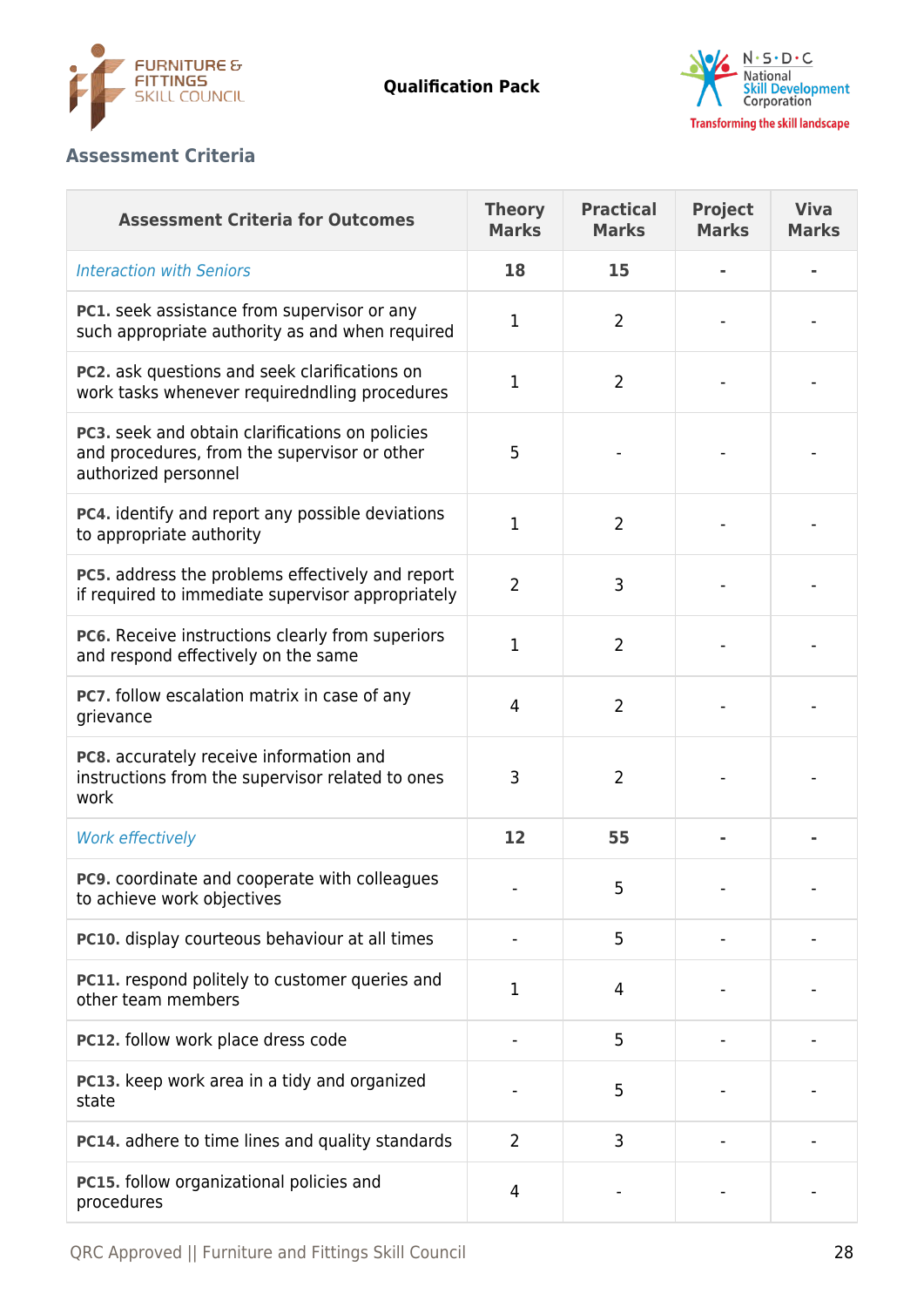## Assessment Criteria

| Assessment Criteria for Outcomes | Theory Marks | Practical Marks | Project Marks | Viva Marks |
|---|---|---|---|---|
| *Interaction with Seniors* | **18** | **15** | **-** | **-** |
| **PC1.** seek assistance from supervisor or any such appropriate authority as and when required | 1 | 2 | - | - |
| **PC2.** ask questions and seek clarifications on work tasks whenever requiredndling procedures | 1 | 2 | - | - |
| **PC3.** seek and obtain clarifications on policies and procedures, from the supervisor or other authorized personnel | 5 | - | - | - |
| **PC4.** identify and report any possible deviations to appropriate authority | 1 | 2 | - | - |
| **PC5.** address the problems effectively and report if required to immediate supervisor appropriately | 2 | 3 | - | - |
| **PC6.** Receive instructions clearly from superiors and respond effectively on the same | 1 | 2 | - | - |
| **PC7.** follow escalation matrix in case of any grievance | 4 | 2 | - | - |
| **PC8.** accurately receive information and instructions from the supervisor related to ones work | 3 | 2 | - | - |
| *Work effectively* | **12** | **55** | **-** | **-** |
| **PC9.** coordinate and cooperate with colleagues to achieve work objectives | - | 5 | - | - |
| **PC10.** display courteous behaviour at all times | - | 5 | - | - |
| **PC11.** respond politely to customer queries and other team members | 1 | 4 | - | - |
| **PC12.** follow work place dress code | - | 5 | - | - |
| **PC13.** keep work area in a tidy and organized state | - | 5 | - | - |
| **PC14.** adhere to time lines and quality standards | 2 | 3 | - | - |
| **PC15.** follow organizational policies and procedures | 4 | - | - | - |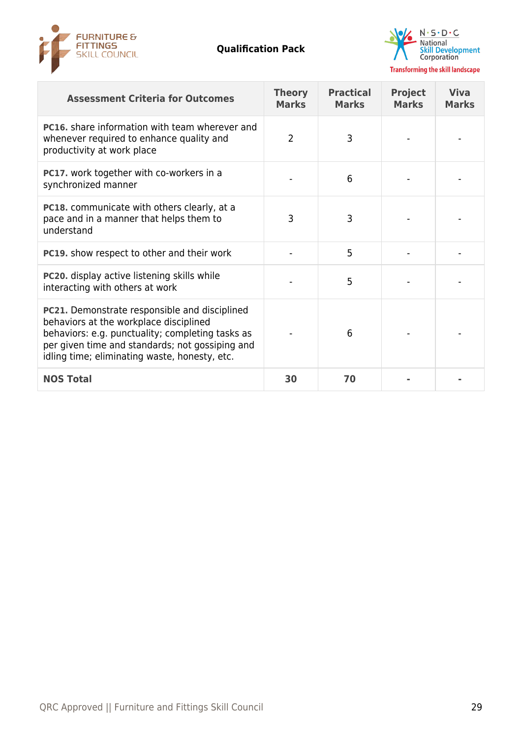| Assessment Criteria for Outcomes | Theory Marks | Practical Marks | Project Marks | Viva Marks |
|---|---|---|---|---|
| **PC16.** share information with team wherever and whenever required to enhance quality and productivity at work place | 2 | 3 | - | - |
| **PC17.** work together with co-workers in a synchronized manner | - | 6 | - | - |
| **PC18.** communicate with others clearly, at a pace and in a manner that helps them to understand | 3 | 3 | - | - |
| **PC19.** show respect to other and their work | - | 5 | - | - |
| **PC20.** display active listening skills while interacting with others at work | - | 5 | - | - |
| **PC21.** Demonstrate responsible and disciplined behaviors at the workplace disciplined behaviors: e.g. punctuality; completing tasks as per given time and standards; not gossiping and idling time; eliminating waste, honesty, etc. | - | 6 | - | - |
| **NOS Total** | **30** | **70** | **-** | **-** |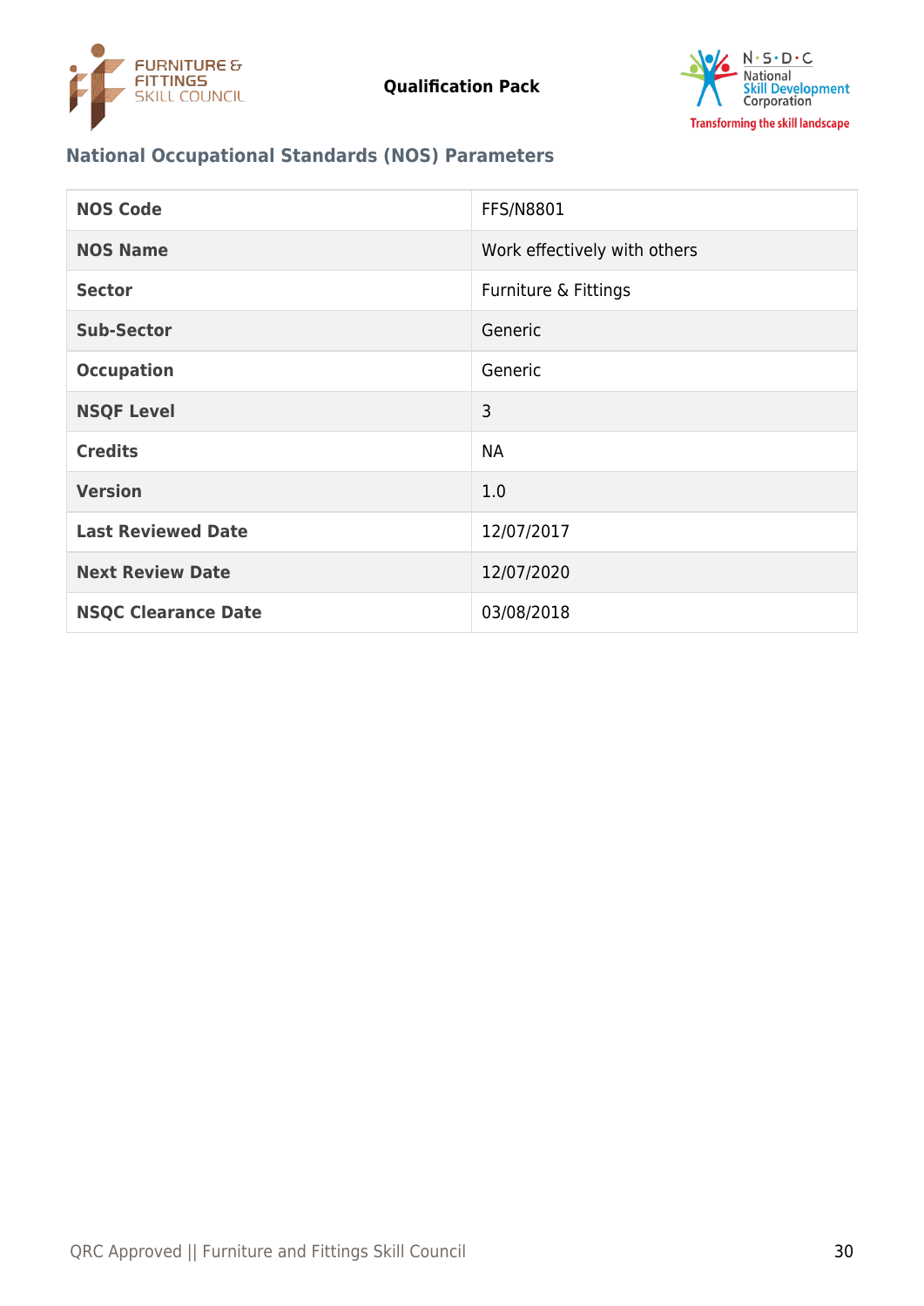## National Occupational Standards (NOS) Parameters

| NOS Code | FFS/N8801 |
|---|---|
| NOS Name | Work effectively with others |
| Sector | Furniture & Fittings |
| Sub-Sector | Generic |
| Occupation | Generic |
| NSQF Level | 3 |
| Credits | NA |
| Version | 1.0 |
| Last Reviewed Date | 12/07/2017 |
| Next Review Date | 12/07/2020 |
| NSQC Clearance Date | 03/08/2018 |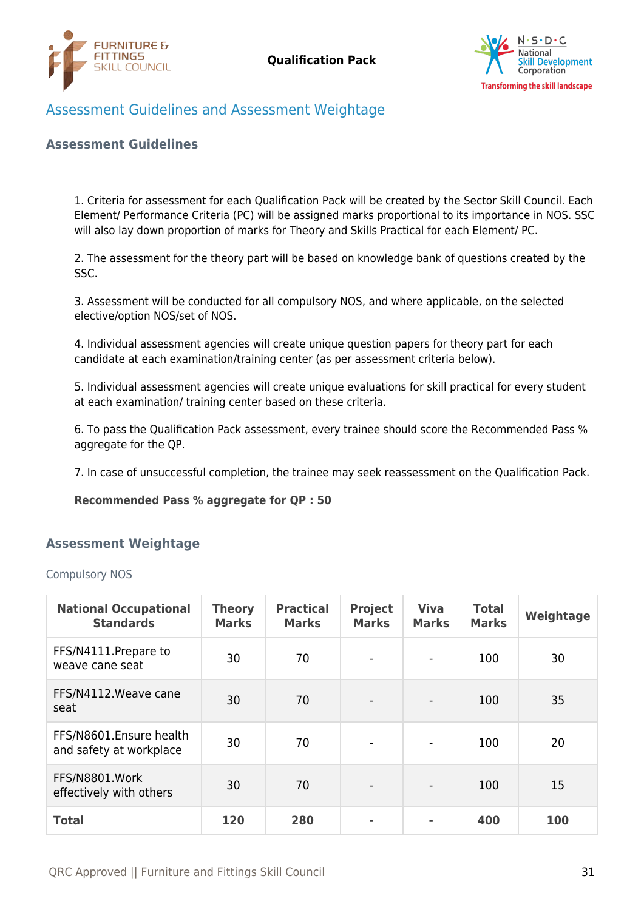## Assessment Guidelines and Assessment Weightage

### Assessment Guidelines

1. Criteria for assessment for each Qualification Pack will be created by the Sector Skill Council. Each Element/ Performance Criteria (PC) will be assigned marks proportional to its importance in NOS. SSC will also lay down proportion of marks for Theory and Skills Practical for each Element/ PC.

2. The assessment for the theory part will be based on knowledge bank of questions created by the SSC.

3. Assessment will be conducted for all compulsory NOS, and where applicable, on the selected elective/option NOS/set of NOS.

4. Individual assessment agencies will create unique question papers for theory part for each candidate at each examination/training center (as per assessment criteria below).

5. Individual assessment agencies will create unique evaluations for skill practical for every student at each examination/ training center based on these criteria.

6. To pass the Qualification Pack assessment, every trainee should score the Recommended Pass % aggregate for the QP.

7. In case of unsuccessful completion, the trainee may seek reassessment on the Qualification Pack.

**Recommended Pass % aggregate for QP : 50**

### Assessment Weightage

Compulsory NOS

| National Occupational Standards | Theory Marks | Practical Marks | Project Marks | Viva Marks | Total Marks | Weightage |
|---|---|---|---|---|---|---|
| FFS/N4111.Prepare to weave cane seat | 30 | 70 | - | - | 100 | 30 |
| FFS/N4112.Weave cane seat | 30 | 70 | - | - | 100 | 35 |
| FFS/N8601.Ensure health and safety at workplace | 30 | 70 | - | - | 100 | 20 |
| FFS/N8801.Work effectively with others | 30 | 70 | - | - | 100 | 15 |
| **Total** | **120** | **280** | **-** | **-** | **400** | **100** |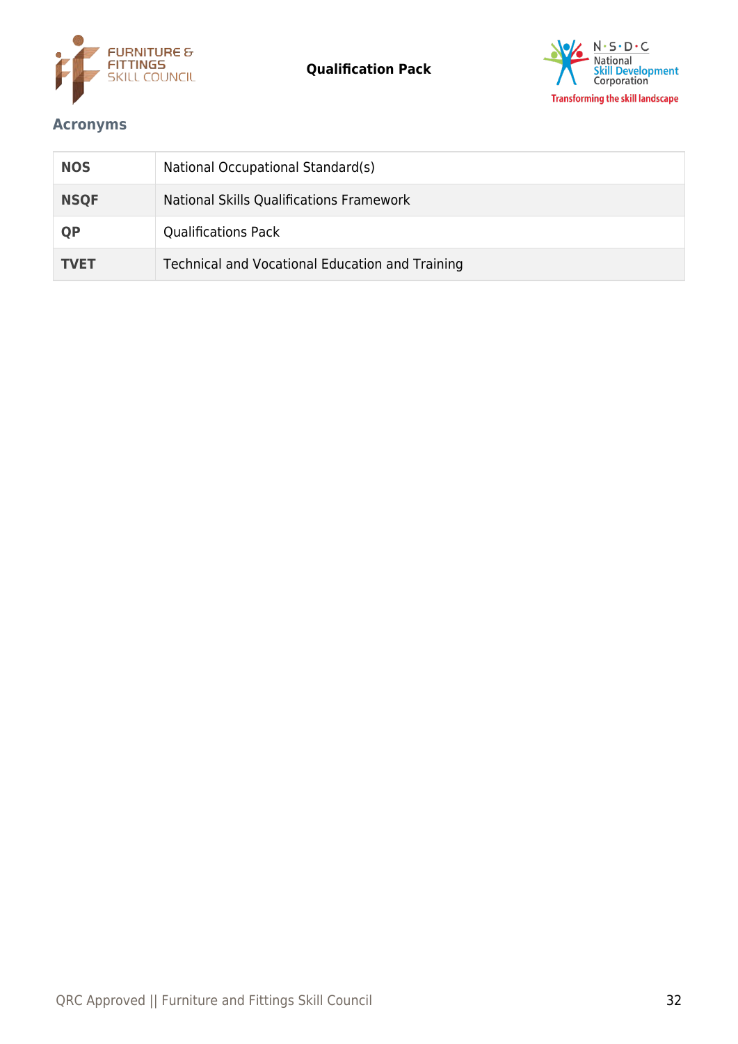## Acronyms

| | |
|---|---|
| **NOS** | National Occupational Standard(s) |
| **NSQF** | National Skills Qualifications Framework |
| **QP** | Qualifications Pack |
| **TVET** | Technical and Vocational Education and Training |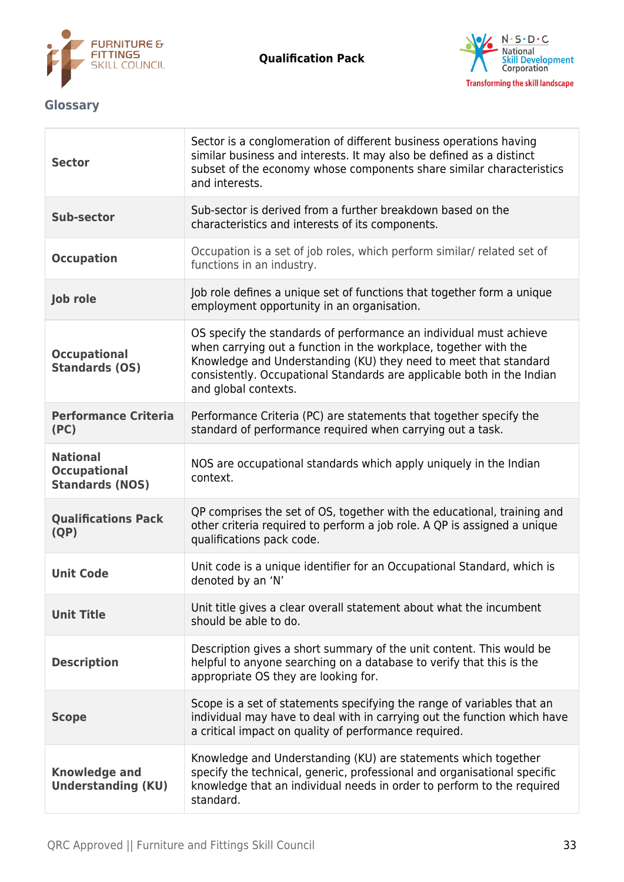## Glossary

| | |
|---|---|
| **Sector** | Sector is a conglomeration of different business operations having similar business and interests. It may also be defined as a distinct subset of the economy whose components share similar characteristics and interests. |
| **Sub-sector** | Sub-sector is derived from a further breakdown based on the characteristics and interests of its components. |
| **Occupation** | Occupation is a set of job roles, which perform similar/ related set of functions in an industry. |
| **Job role** | Job role defines a unique set of functions that together form a unique employment opportunity in an organisation. |
| **Occupational Standards (OS)** | OS specify the standards of performance an individual must achieve when carrying out a function in the workplace, together with the Knowledge and Understanding (KU) they need to meet that standard consistently. Occupational Standards are applicable both in the Indian and global contexts. |
| **Performance Criteria (PC)** | Performance Criteria (PC) are statements that together specify the standard of performance required when carrying out a task. |
| **National Occupational Standards (NOS)** | NOS are occupational standards which apply uniquely in the Indian context. |
| **Qualifications Pack (QP)** | QP comprises the set of OS, together with the educational, training and other criteria required to perform a job role. A QP is assigned a unique qualifications pack code. |
| **Unit Code** | Unit code is a unique identifier for an Occupational Standard, which is denoted by an 'N' |
| **Unit Title** | Unit title gives a clear overall statement about what the incumbent should be able to do. |
| **Description** | Description gives a short summary of the unit content. This would be helpful to anyone searching on a database to verify that this is the appropriate OS they are looking for. |
| **Scope** | Scope is a set of statements specifying the range of variables that an individual may have to deal with in carrying out the function which have a critical impact on quality of performance required. |
| **Knowledge and Understanding (KU)** | Knowledge and Understanding (KU) are statements which together specify the technical, generic, professional and organisational specific knowledge that an individual needs in order to perform to the required standard. |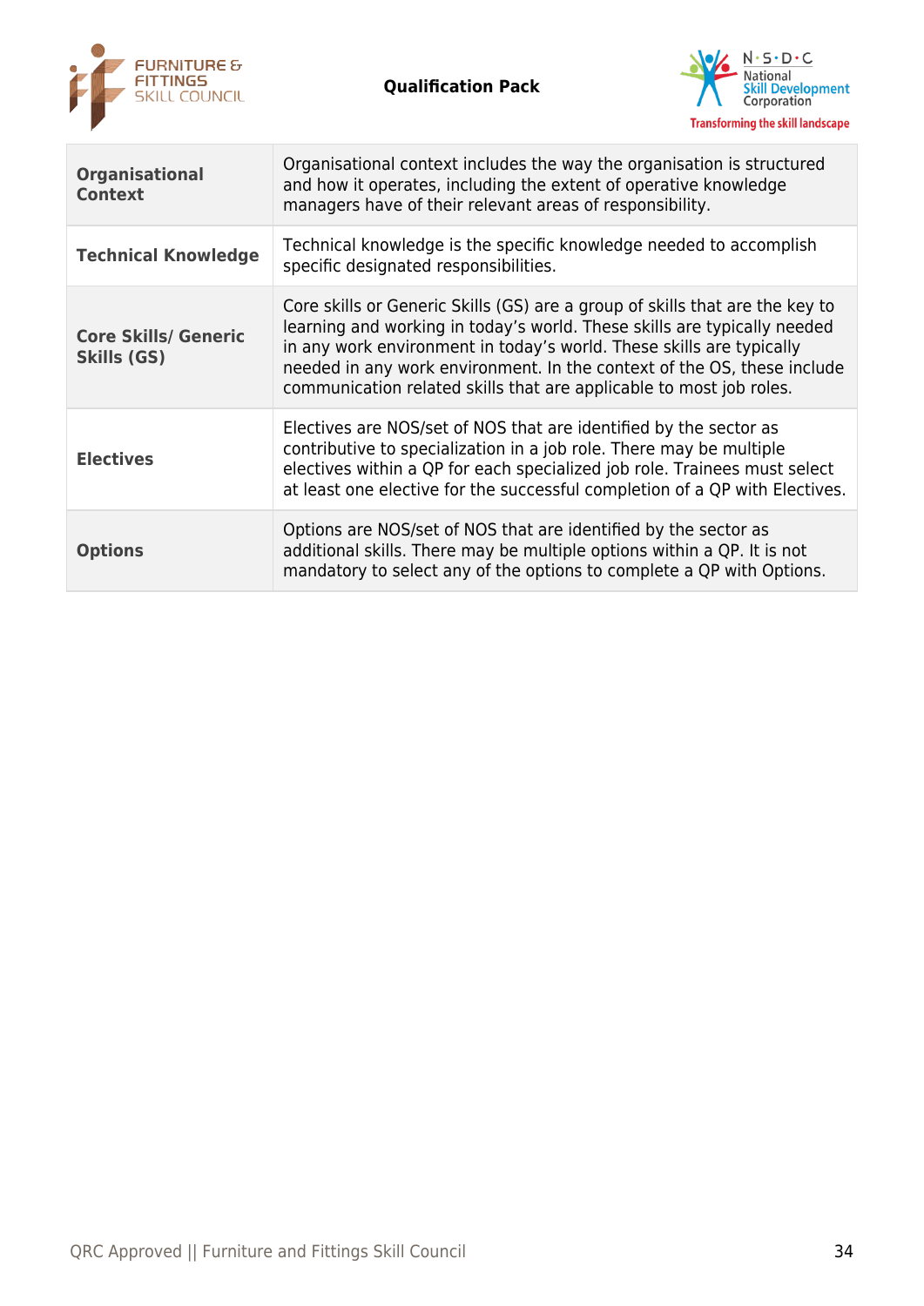| | |
|---|---|
| **Organisational Context** | Organisational context includes the way the organisation is structured and how it operates, including the extent of operative knowledge managers have of their relevant areas of responsibility. |
| **Technical Knowledge** | Technical knowledge is the specific knowledge needed to accomplish specific designated responsibilities. |
| **Core Skills/ Generic Skills (GS)** | Core skills or Generic Skills (GS) are a group of skills that are the key to learning and working in today's world. These skills are typically needed in any work environment in today's world. These skills are typically needed in any work environment. In the context of the OS, these include communication related skills that are applicable to most job roles. |
| **Electives** | Electives are NOS/set of NOS that are identified by the sector as contributive to specialization in a job role. There may be multiple electives within a QP for each specialized job role. Trainees must select at least one elective for the successful completion of a QP with Electives. |
| **Options** | Options are NOS/set of NOS that are identified by the sector as additional skills. There may be multiple options within a QP. It is not mandatory to select any of the options to complete a QP with Options. |